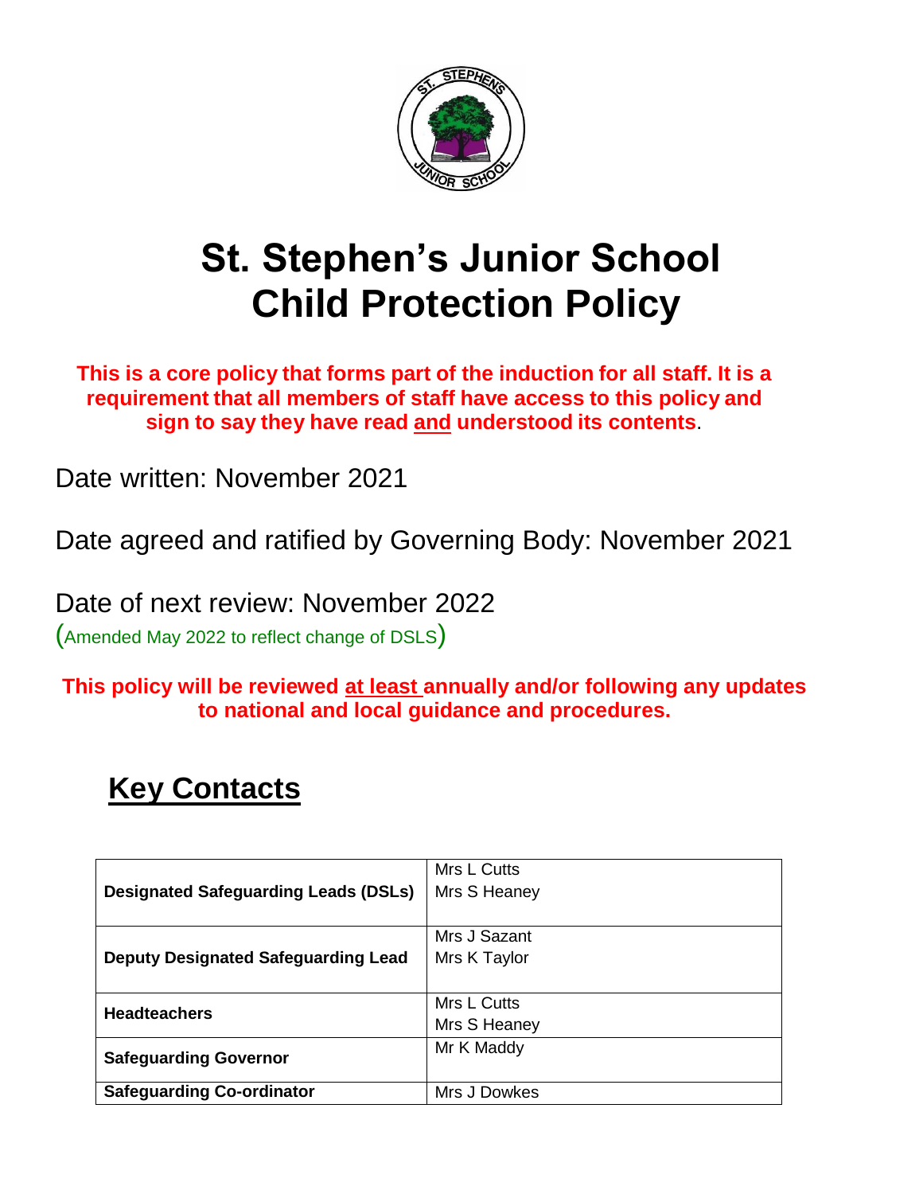# St. Stephen's Junior School Child Protection Policy

**This is a core policy that forms part of the induction for all staff. It is a requirement that all members of staff have access to this policy and sign to say they have read and understood its contents**.

Date written: November 2021

Date agreed and ratified by Governing Body: November 2021

Date of next review: November 2022

(Amended May 2022 to reflect change of DSLS)

**This policy will be reviewed at least annually and/or following any updates to national and local guidance and procedures.**

## Key Contacts

| | |
|---|---|
| **Designated Safeguarding Leads (DSLs)** | Mrs L Cutts<br>Mrs S Heaney |
| **Deputy Designated Safeguarding Lead** | Mrs J Sazant<br>Mrs K Taylor |
| **Headteachers** | Mrs L Cutts<br>Mrs S Heaney |
| **Safeguarding Governor** | Mr K Maddy |
| **Safeguarding Co-ordinator** | Mrs J Dowkes |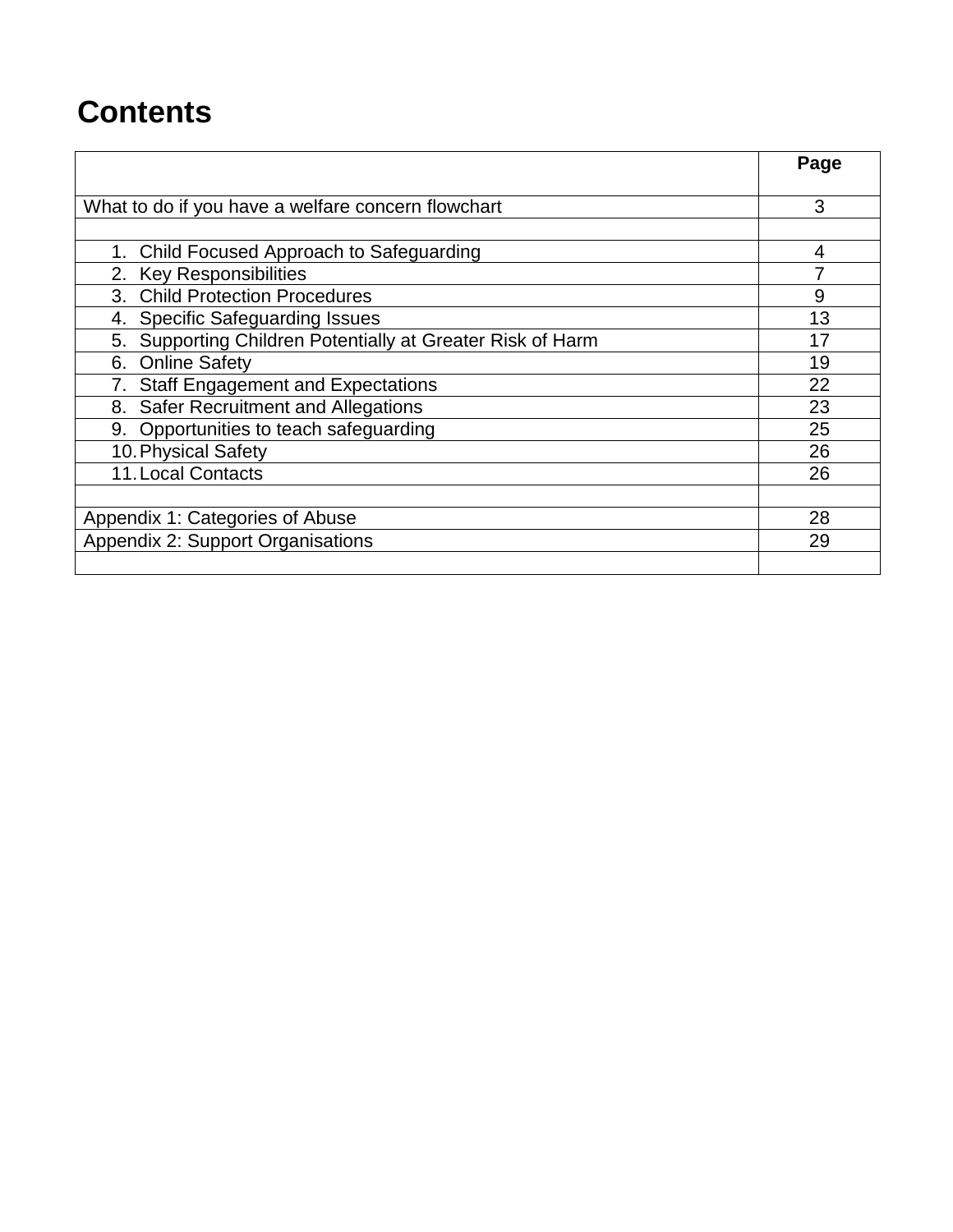# Contents

| | Page |
|---|---|
| What to do if you have a welfare concern flowchart | 3 |
| | |
| 1. Child Focused Approach to Safeguarding | 4 |
| 2. Key Responsibilities | 7 |
| 3. Child Protection Procedures | 9 |
| 4. Specific Safeguarding Issues | 13 |
| 5. Supporting Children Potentially at Greater Risk of Harm | 17 |
| 6. Online Safety | 19 |
| 7. Staff Engagement and Expectations | 22 |
| 8. Safer Recruitment and Allegations | 23 |
| 9. Opportunities to teach safeguarding | 25 |
| 10. Physical Safety | 26 |
| 11. Local Contacts | 26 |
| | |
| Appendix 1: Categories of Abuse | 28 |
| Appendix 2: Support Organisations | 29 |
| | |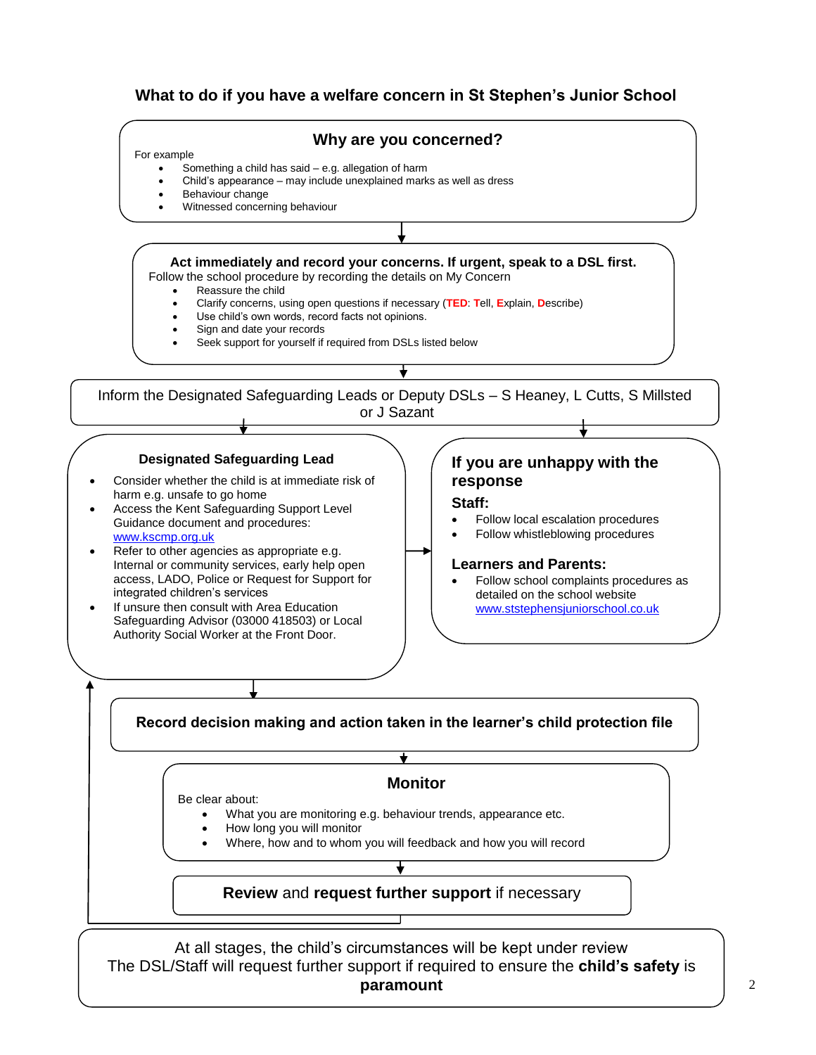## What to do if you have a welfare concern in St Stephen's Junior School

### Why are you concerned?

For example

- Something a child has said – e.g. allegation of harm
- Child's appearance – may include unexplained marks as well as dress
- Behaviour change
- Witnessed concerning behaviour

**Act immediately and record your concerns. If urgent, speak to a DSL first.**

Follow the school procedure by recording the details on My Concern

- Reassure the child
- Clarify concerns, using open questions if necessary (**TED**: **T**ell, **E**xplain, **D**escribe)
- Use child's own words, record facts not opinions.
- Sign and date your records
- Seek support for yourself if required from DSLs listed below

Inform the Designated Safeguarding Leads or Deputy DSLs – S Heaney, L Cutts, S Millsted or J Sazant

**Designated Safeguarding Lead**

- Consider whether the child is at immediate risk of harm e.g. unsafe to go home
- Access the Kent Safeguarding Support Level Guidance document and procedures: www.kscmp.org.uk
- Refer to other agencies as appropriate e.g. Internal or community services, early help open access, LADO, Police or Request for Support for integrated children's services
- If unsure then consult with Area Education Safeguarding Advisor (03000 418503) or Local Authority Social Worker at the Front Door.

**If you are unhappy with the response**

**Staff:**

- Follow local escalation procedures
- Follow whistleblowing procedures

**Learners and Parents:**

- Follow school complaints procedures as detailed on the school website www.ststephensjuniorschool.co.uk

**Record decision making and action taken in the learner's child protection file**

### Monitor

Be clear about:

- What you are monitoring e.g. behaviour trends, appearance etc.
- How long you will monitor
- Where, how and to whom you will feedback and how you will record

**Review** and **request further support** if necessary

At all stages, the child's circumstances will be kept under review
The DSL/Staff will request further support if required to ensure the **child's safety** is **paramount**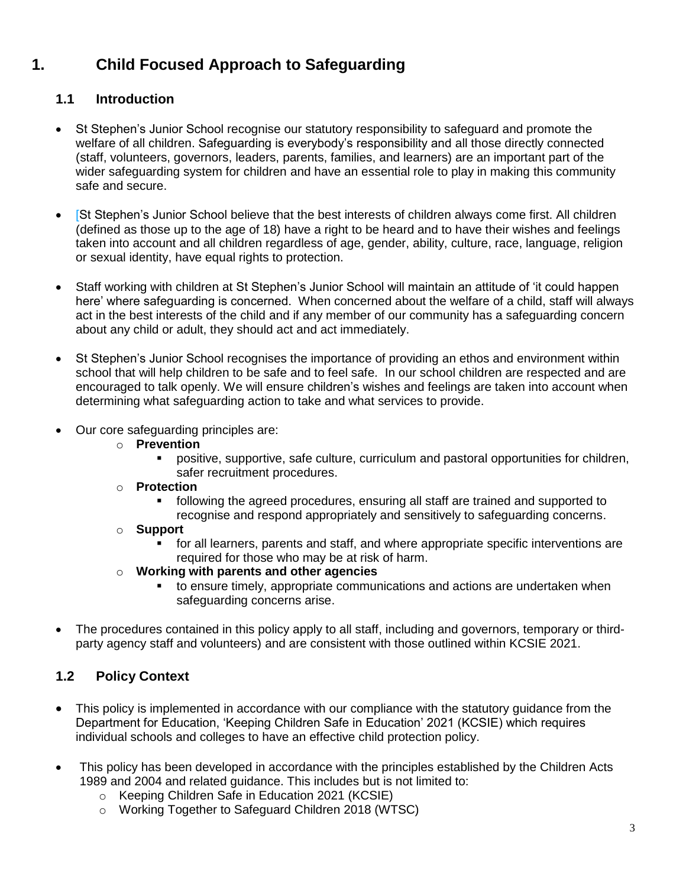# 1. Child Focused Approach to Safeguarding

## 1.1 Introduction

- St Stephen's Junior School recognise our statutory responsibility to safeguard and promote the welfare of all children. Safeguarding is everybody's responsibility and all those directly connected (staff, volunteers, governors, leaders, parents, families, and learners) are an important part of the wider safeguarding system for children and have an essential role to play in making this community safe and secure.

- [St Stephen's Junior School believe that the best interests of children always come first. All children (defined as those up to the age of 18) have a right to be heard and to have their wishes and feelings taken into account and all children regardless of age, gender, ability, culture, race, language, religion or sexual identity, have equal rights to protection.

- Staff working with children at St Stephen's Junior School will maintain an attitude of 'it could happen here' where safeguarding is concerned. When concerned about the welfare of a child, staff will always act in the best interests of the child and if any member of our community has a safeguarding concern about any child or adult, they should act and act immediately.

- St Stephen's Junior School recognises the importance of providing an ethos and environment within school that will help children to be safe and to feel safe. In our school children are respected and are encouraged to talk openly. We will ensure children's wishes and feelings are taken into account when determining what safeguarding action to take and what services to provide.

- Our core safeguarding principles are:
  - **Prevention**
    - positive, supportive, safe culture, curriculum and pastoral opportunities for children, safer recruitment procedures.
  - **Protection**
    - following the agreed procedures, ensuring all staff are trained and supported to recognise and respond appropriately and sensitively to safeguarding concerns.
  - **Support**
    - for all learners, parents and staff, and where appropriate specific interventions are required for those who may be at risk of harm.
  - **Working with parents and other agencies**
    - to ensure timely, appropriate communications and actions are undertaken when safeguarding concerns arise.

- The procedures contained in this policy apply to all staff, including and governors, temporary or third-party agency staff and volunteers) and are consistent with those outlined within KCSIE 2021.

## 1.2 Policy Context

- This policy is implemented in accordance with our compliance with the statutory guidance from the Department for Education, 'Keeping Children Safe in Education' 2021 (KCSIE) which requires individual schools and colleges to have an effective child protection policy.

- This policy has been developed in accordance with the principles established by the Children Acts 1989 and 2004 and related guidance. This includes but is not limited to:
  - Keeping Children Safe in Education 2021 (KCSIE)
  - Working Together to Safeguard Children 2018 (WTSC)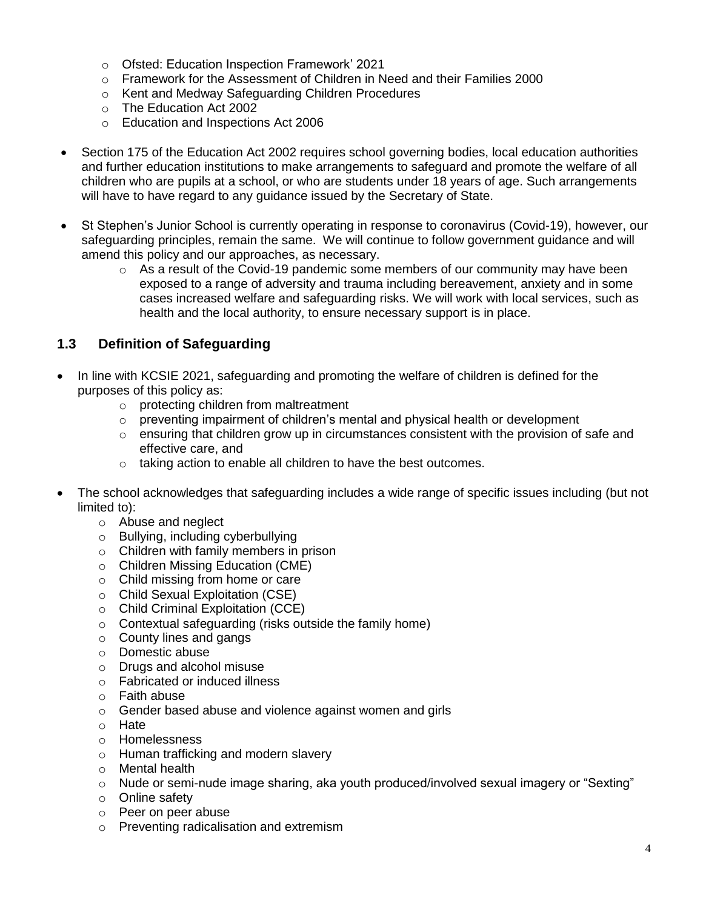- Ofsted: Education Inspection Framework' 2021
  - Framework for the Assessment of Children in Need and their Families 2000
  - Kent and Medway Safeguarding Children Procedures
  - The Education Act 2002
  - Education and Inspections Act 2006

- Section 175 of the Education Act 2002 requires school governing bodies, local education authorities and further education institutions to make arrangements to safeguard and promote the welfare of all children who are pupils at a school, or who are students under 18 years of age. Such arrangements will have to have regard to any guidance issued by the Secretary of State.

- St Stephen's Junior School is currently operating in response to coronavirus (Covid-19), however, our safeguarding principles, remain the same. We will continue to follow government guidance and will amend this policy and our approaches, as necessary.
  - As a result of the Covid-19 pandemic some members of our community may have been exposed to a range of adversity and trauma including bereavement, anxiety and in some cases increased welfare and safeguarding risks. We will work with local services, such as health and the local authority, to ensure necessary support is in place.

## 1.3 Definition of Safeguarding

- In line with KCSIE 2021, safeguarding and promoting the welfare of children is defined for the purposes of this policy as:
  - protecting children from maltreatment
  - preventing impairment of children's mental and physical health or development
  - ensuring that children grow up in circumstances consistent with the provision of safe and effective care, and
  - taking action to enable all children to have the best outcomes.

- The school acknowledges that safeguarding includes a wide range of specific issues including (but not limited to):
  - Abuse and neglect
  - Bullying, including cyberbullying
  - Children with family members in prison
  - Children Missing Education (CME)
  - Child missing from home or care
  - Child Sexual Exploitation (CSE)
  - Child Criminal Exploitation (CCE)
  - Contextual safeguarding (risks outside the family home)
  - County lines and gangs
  - Domestic abuse
  - Drugs and alcohol misuse
  - Fabricated or induced illness
  - Faith abuse
  - Gender based abuse and violence against women and girls
  - Hate
  - Homelessness
  - Human trafficking and modern slavery
  - Mental health
  - Nude or semi-nude image sharing, aka youth produced/involved sexual imagery or "Sexting"
  - Online safety
  - Peer on peer abuse
  - Preventing radicalisation and extremism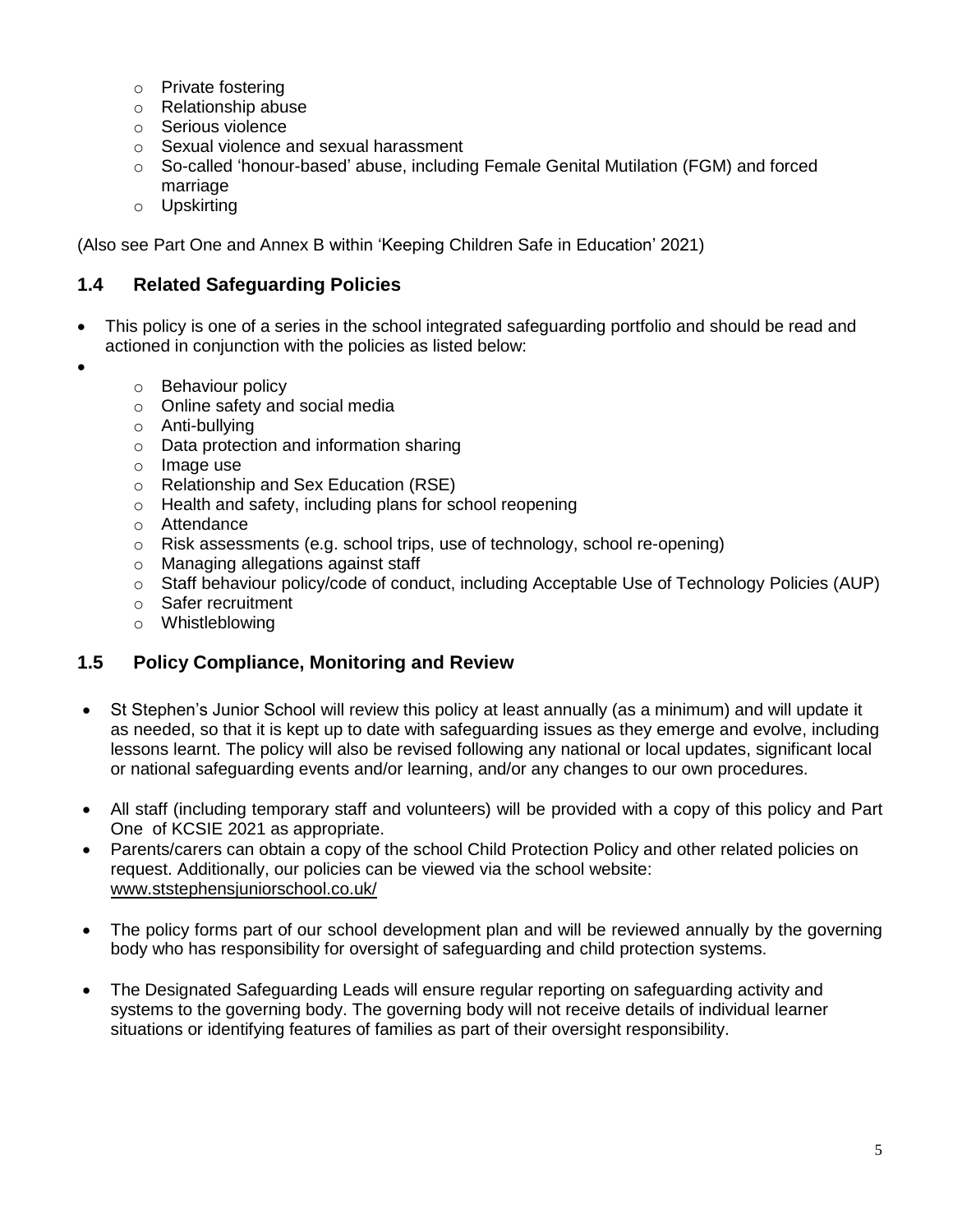- Private fostering
- Relationship abuse
- Serious violence
- Sexual violence and sexual harassment
- So-called 'honour-based' abuse, including Female Genital Mutilation (FGM) and forced marriage
- Upskirting

(Also see Part One and Annex B within 'Keeping Children Safe in Education' 2021)

## 1.4 Related Safeguarding Policies

- This policy is one of a series in the school integrated safeguarding portfolio and should be read and actioned in conjunction with the policies as listed below:
- 
  - Behaviour policy
  - Online safety and social media
  - Anti-bullying
  - Data protection and information sharing
  - Image use
  - Relationship and Sex Education (RSE)
  - Health and safety, including plans for school reopening
  - Attendance
  - Risk assessments (e.g. school trips, use of technology, school re-opening)
  - Managing allegations against staff
  - Staff behaviour policy/code of conduct, including Acceptable Use of Technology Policies (AUP)
  - Safer recruitment
  - Whistleblowing

## 1.5 Policy Compliance, Monitoring and Review

- St Stephen's Junior School will review this policy at least annually (as a minimum) and will update it as needed, so that it is kept up to date with safeguarding issues as they emerge and evolve, including lessons learnt. The policy will also be revised following any national or local updates, significant local or national safeguarding events and/or learning, and/or any changes to our own procedures.

- All staff (including temporary staff and volunteers) will be provided with a copy of this policy and Part One of KCSIE 2021 as appropriate.
- Parents/carers can obtain a copy of the school Child Protection Policy and other related policies on request. Additionally, our policies can be viewed via the school website: www.ststephensjuniorschool.co.uk/

- The policy forms part of our school development plan and will be reviewed annually by the governing body who has responsibility for oversight of safeguarding and child protection systems.

- The Designated Safeguarding Leads will ensure regular reporting on safeguarding activity and systems to the governing body. The governing body will not receive details of individual learner situations or identifying features of families as part of their oversight responsibility.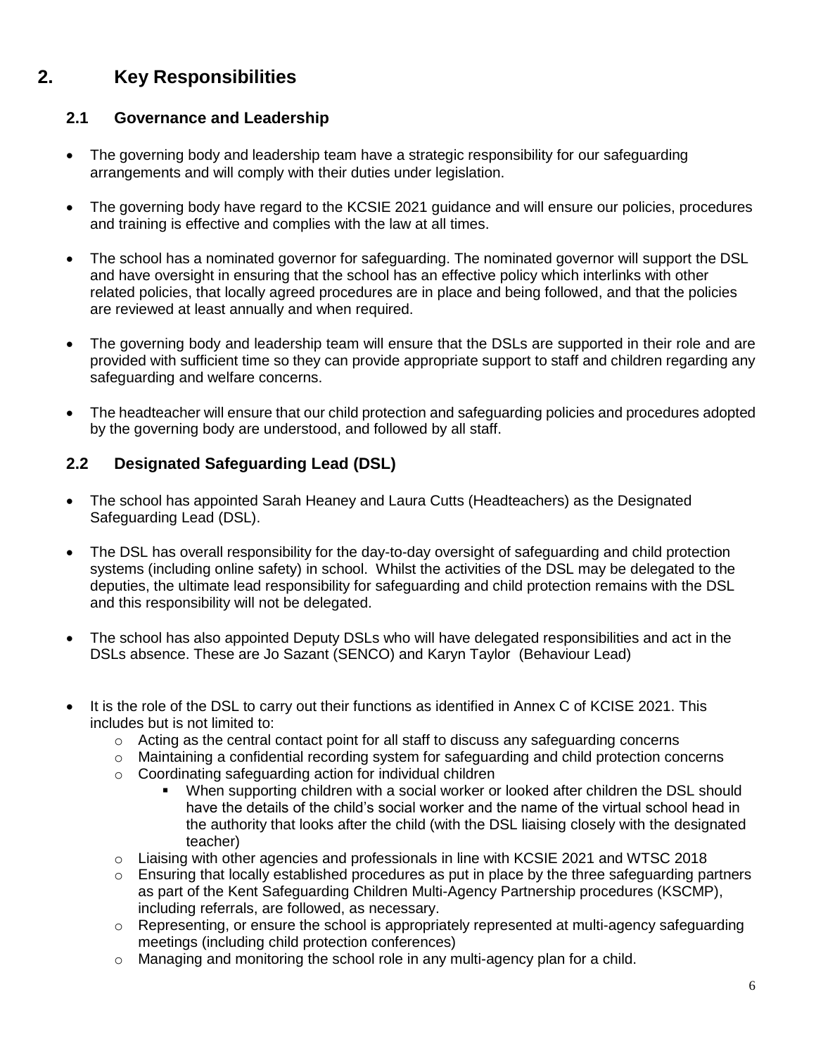# 2. Key Responsibilities

## 2.1 Governance and Leadership

- The governing body and leadership team have a strategic responsibility for our safeguarding arrangements and will comply with their duties under legislation.
- The governing body have regard to the KCSIE 2021 guidance and will ensure our policies, procedures and training is effective and complies with the law at all times.
- The school has a nominated governor for safeguarding. The nominated governor will support the DSL and have oversight in ensuring that the school has an effective policy which interlinks with other related policies, that locally agreed procedures are in place and being followed, and that the policies are reviewed at least annually and when required.
- The governing body and leadership team will ensure that the DSLs are supported in their role and are provided with sufficient time so they can provide appropriate support to staff and children regarding any safeguarding and welfare concerns.
- The headteacher will ensure that our child protection and safeguarding policies and procedures adopted by the governing body are understood, and followed by all staff.

## 2.2 Designated Safeguarding Lead (DSL)

- The school has appointed Sarah Heaney and Laura Cutts (Headteachers) as the Designated Safeguarding Lead (DSL).
- The DSL has overall responsibility for the day-to-day oversight of safeguarding and child protection systems (including online safety) in school. Whilst the activities of the DSL may be delegated to the deputies, the ultimate lead responsibility for safeguarding and child protection remains with the DSL and this responsibility will not be delegated.
- The school has also appointed Deputy DSLs who will have delegated responsibilities and act in the DSLs absence. These are Jo Sazant (SENCO) and Karyn Taylor (Behaviour Lead)
- It is the role of the DSL to carry out their functions as identified in Annex C of KCISE 2021. This includes but is not limited to:
  - Acting as the central contact point for all staff to discuss any safeguarding concerns
  - Maintaining a confidential recording system for safeguarding and child protection concerns
  - Coordinating safeguarding action for individual children
    - When supporting children with a social worker or looked after children the DSL should have the details of the child's social worker and the name of the virtual school head in the authority that looks after the child (with the DSL liaising closely with the designated teacher)
  - Liaising with other agencies and professionals in line with KCSIE 2021 and WTSC 2018
  - Ensuring that locally established procedures as put in place by the three safeguarding partners as part of the Kent Safeguarding Children Multi-Agency Partnership procedures (KSCMP), including referrals, are followed, as necessary.
  - Representing, or ensure the school is appropriately represented at multi-agency safeguarding meetings (including child protection conferences)
  - Managing and monitoring the school role in any multi-agency plan for a child.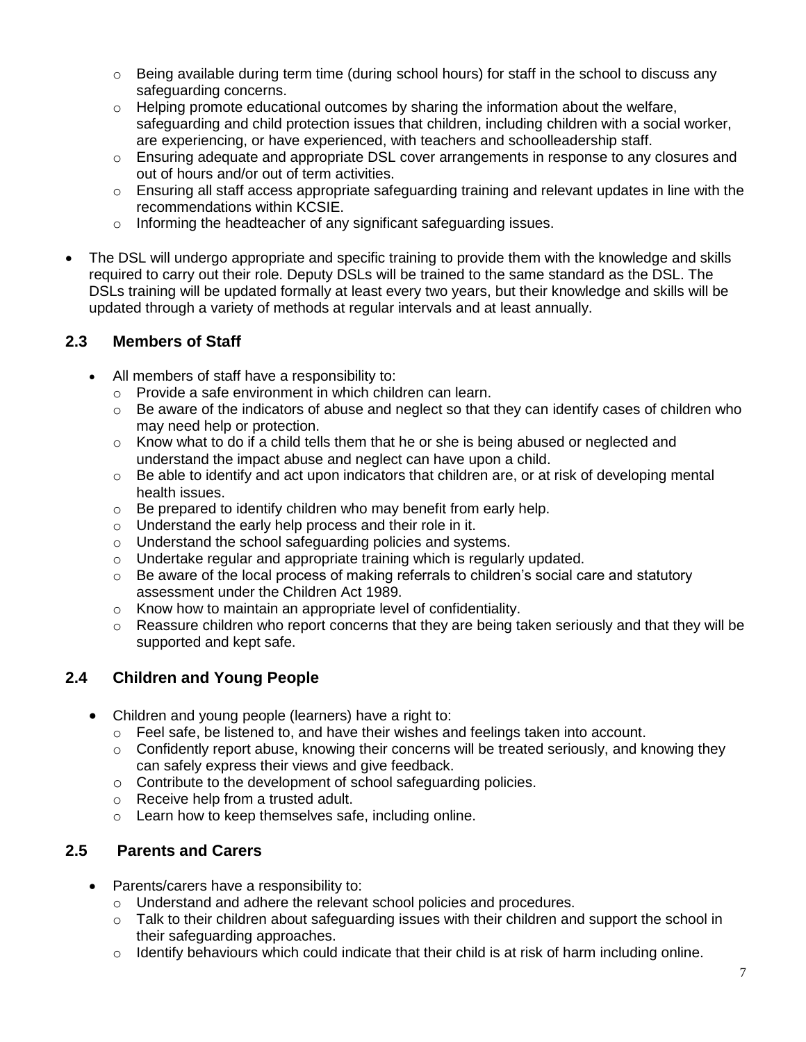- Being available during term time (during school hours) for staff in the school to discuss any safeguarding concerns.
  - Helping promote educational outcomes by sharing the information about the welfare, safeguarding and child protection issues that children, including children with a social worker, are experiencing, or have experienced, with teachers and schoolleadership staff.
  - Ensuring adequate and appropriate DSL cover arrangements in response to any closures and out of hours and/or out of term activities.
  - Ensuring all staff access appropriate safeguarding training and relevant updates in line with the recommendations within KCSIE.
  - Informing the headteacher of any significant safeguarding issues.

- The DSL will undergo appropriate and specific training to provide them with the knowledge and skills required to carry out their role. Deputy DSLs will be trained to the same standard as the DSL. The DSLs training will be updated formally at least every two years, but their knowledge and skills will be updated through a variety of methods at regular intervals and at least annually.

## 2.3 Members of Staff

- All members of staff have a responsibility to:
  - Provide a safe environment in which children can learn.
  - Be aware of the indicators of abuse and neglect so that they can identify cases of children who may need help or protection.
  - Know what to do if a child tells them that he or she is being abused or neglected and understand the impact abuse and neglect can have upon a child.
  - Be able to identify and act upon indicators that children are, or at risk of developing mental health issues.
  - Be prepared to identify children who may benefit from early help.
  - Understand the early help process and their role in it.
  - Understand the school safeguarding policies and systems.
  - Undertake regular and appropriate training which is regularly updated.
  - Be aware of the local process of making referrals to children's social care and statutory assessment under the Children Act 1989.
  - Know how to maintain an appropriate level of confidentiality.
  - Reassure children who report concerns that they are being taken seriously and that they will be supported and kept safe.

## 2.4 Children and Young People

- Children and young people (learners) have a right to:
  - Feel safe, be listened to, and have their wishes and feelings taken into account.
  - Confidently report abuse, knowing their concerns will be treated seriously, and knowing they can safely express their views and give feedback.
  - Contribute to the development of school safeguarding policies.
  - Receive help from a trusted adult.
  - Learn how to keep themselves safe, including online.

## 2.5 Parents and Carers

- Parents/carers have a responsibility to:
  - Understand and adhere the relevant school policies and procedures.
  - Talk to their children about safeguarding issues with their children and support the school in their safeguarding approaches.
  - Identify behaviours which could indicate that their child is at risk of harm including online.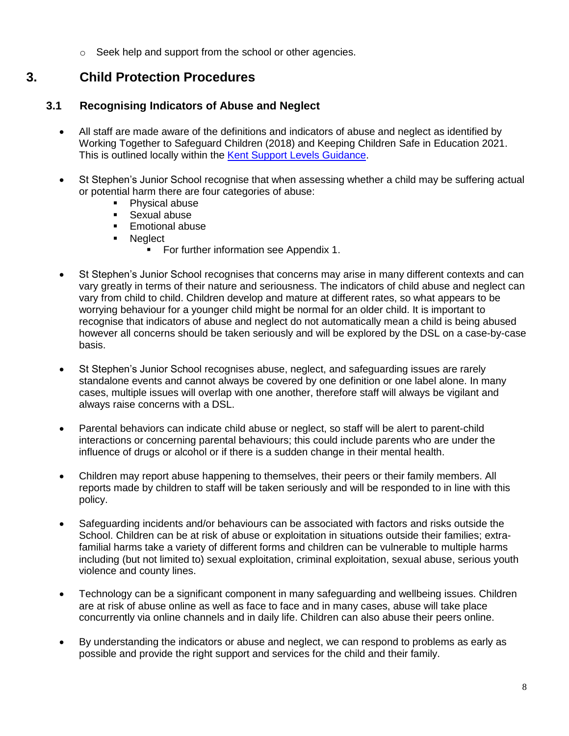- Seek help and support from the school or other agencies.

## 3. Child Protection Procedures

### 3.1 Recognising Indicators of Abuse and Neglect

- All staff are made aware of the definitions and indicators of abuse and neglect as identified by Working Together to Safeguard Children (2018) and Keeping Children Safe in Education 2021. This is outlined locally within the [Kent Support Levels Guidance](#).

- St Stephen's Junior School recognise that when assessing whether a child may be suffering actual or potential harm there are four categories of abuse:
  - Physical abuse
  - Sexual abuse
  - Emotional abuse
  - Neglect
    - For further information see Appendix 1.

- St Stephen's Junior School recognises that concerns may arise in many different contexts and can vary greatly in terms of their nature and seriousness. The indicators of child abuse and neglect can vary from child to child. Children develop and mature at different rates, so what appears to be worrying behaviour for a younger child might be normal for an older child. It is important to recognise that indicators of abuse and neglect do not automatically mean a child is being abused however all concerns should be taken seriously and will be explored by the DSL on a case-by-case basis.

- St Stephen's Junior School recognises abuse, neglect, and safeguarding issues are rarely standalone events and cannot always be covered by one definition or one label alone. In many cases, multiple issues will overlap with one another, therefore staff will always be vigilant and always raise concerns with a DSL.

- Parental behaviors can indicate child abuse or neglect, so staff will be alert to parent-child interactions or concerning parental behaviours; this could include parents who are under the influence of drugs or alcohol or if there is a sudden change in their mental health.

- Children may report abuse happening to themselves, their peers or their family members. All reports made by children to staff will be taken seriously and will be responded to in line with this policy.

- Safeguarding incidents and/or behaviours can be associated with factors and risks outside the School. Children can be at risk of abuse or exploitation in situations outside their families; extra-familial harms take a variety of different forms and children can be vulnerable to multiple harms including (but not limited to) sexual exploitation, criminal exploitation, sexual abuse, serious youth violence and county lines.

- Technology can be a significant component in many safeguarding and wellbeing issues. Children are at risk of abuse online as well as face to face and in many cases, abuse will take place concurrently via online channels and in daily life. Children can also abuse their peers online.

- By understanding the indicators or abuse and neglect, we can respond to problems as early as possible and provide the right support and services for the child and their family.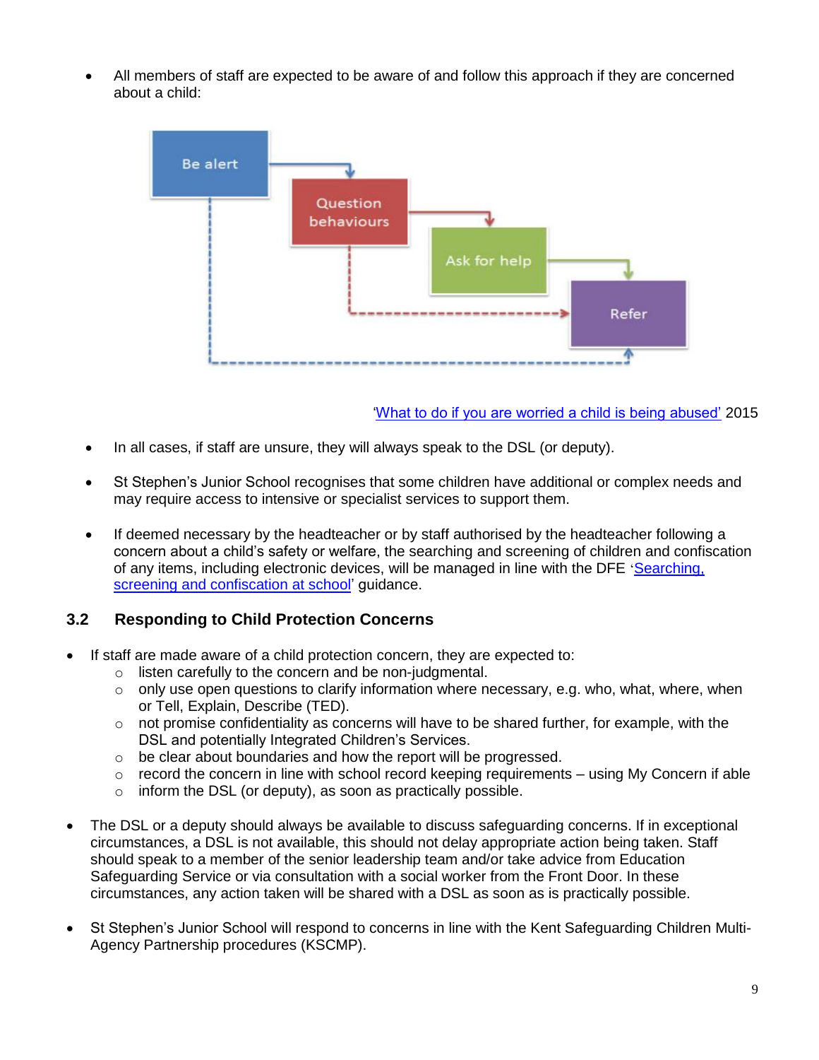- All members of staff are expected to be aware of and follow this approach if they are concerned about a child:

Be alert → Question behaviours → Ask for help → Refer

'What to do if you are worried a child is being abused' 2015

- In all cases, if staff are unsure, they will always speak to the DSL (or deputy).

- St Stephen's Junior School recognises that some children have additional or complex needs and may require access to intensive or specialist services to support them.

- If deemed necessary by the headteacher or by staff authorised by the headteacher following a concern about a child's safety or welfare, the searching and screening of children and confiscation of any items, including electronic devices, will be managed in line with the DFE 'Searching, screening and confiscation at school' guidance.

### 3.2 Responding to Child Protection Concerns

- If staff are made aware of a child protection concern, they are expected to:
  - listen carefully to the concern and be non-judgmental.
  - only use open questions to clarify information where necessary, e.g. who, what, where, when or Tell, Explain, Describe (TED).
  - not promise confidentiality as concerns will have to be shared further, for example, with the DSL and potentially Integrated Children's Services.
  - be clear about boundaries and how the report will be progressed.
  - record the concern in line with school record keeping requirements – using My Concern if able
  - inform the DSL (or deputy), as soon as practically possible.

- The DSL or a deputy should always be available to discuss safeguarding concerns. If in exceptional circumstances, a DSL is not available, this should not delay appropriate action being taken. Staff should speak to a member of the senior leadership team and/or take advice from Education Safeguarding Service or via consultation with a social worker from the Front Door. In these circumstances, any action taken will be shared with a DSL as soon as is practically possible.

- St Stephen's Junior School will respond to concerns in line with the Kent Safeguarding Children Multi-Agency Partnership procedures (KSCMP).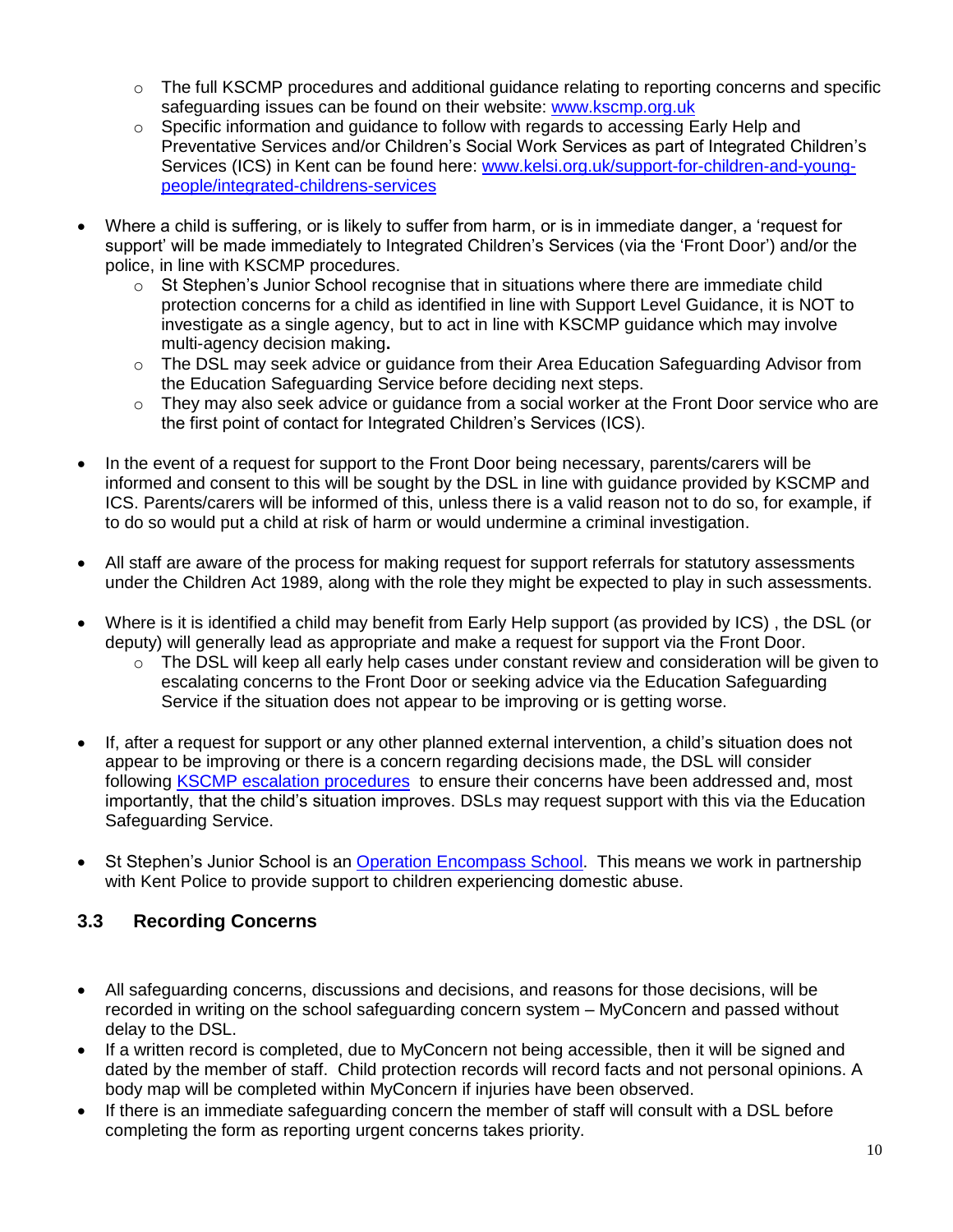- The full KSCMP procedures and additional guidance relating to reporting concerns and specific safeguarding issues can be found on their website: [www.kscmp.org.uk](www.kscmp.org.uk)
    - Specific information and guidance to follow with regards to accessing Early Help and Preventative Services and/or Children's Social Work Services as part of Integrated Children's Services (ICS) in Kent can be found here: [www.kelsi.org.uk/support-for-children-and-young-people/integrated-childrens-services](www.kelsi.org.uk/support-for-children-and-young-people/integrated-childrens-services)

- Where a child is suffering, or is likely to suffer from harm, or is in immediate danger, a 'request for support' will be made immediately to Integrated Children's Services (via the 'Front Door') and/or the police, in line with KSCMP procedures.
    - St Stephen's Junior School recognise that in situations where there are immediate child protection concerns for a child as identified in line with Support Level Guidance, it is NOT to investigate as a single agency, but to act in line with KSCMP guidance which may involve multi-agency decision making**.**
    - The DSL may seek advice or guidance from their Area Education Safeguarding Advisor from the Education Safeguarding Service before deciding next steps.
    - They may also seek advice or guidance from a social worker at the Front Door service who are the first point of contact for Integrated Children's Services (ICS).

- In the event of a request for support to the Front Door being necessary, parents/carers will be informed and consent to this will be sought by the DSL in line with guidance provided by KSCMP and ICS. Parents/carers will be informed of this, unless there is a valid reason not to do so, for example, if to do so would put a child at risk of harm or would undermine a criminal investigation.

- All staff are aware of the process for making request for support referrals for statutory assessments under the Children Act 1989, along with the role they might be expected to play in such assessments.

- Where is it is identified a child may benefit from Early Help support (as provided by ICS) , the DSL (or deputy) will generally lead as appropriate and make a request for support via the Front Door.
    - The DSL will keep all early help cases under constant review and consideration will be given to escalating concerns to the Front Door or seeking advice via the Education Safeguarding Service if the situation does not appear to be improving or is getting worse.

- If, after a request for support or any other planned external intervention, a child's situation does not appear to be improving or there is a concern regarding decisions made, the DSL will consider following KSCMP escalation procedures to ensure their concerns have been addressed and, most importantly, that the child's situation improves. DSLs may request support with this via the Education Safeguarding Service.

- St Stephen's Junior School is an Operation Encompass School. This means we work in partnership with Kent Police to provide support to children experiencing domestic abuse.

### 3.3 Recording Concerns

- All safeguarding concerns, discussions and decisions, and reasons for those decisions, will be recorded in writing on the school safeguarding concern system – MyConcern and passed without delay to the DSL.
- If a written record is completed, due to MyConcern not being accessible, then it will be signed and dated by the member of staff. Child protection records will record facts and not personal opinions. A body map will be completed within MyConcern if injuries have been observed.
- If there is an immediate safeguarding concern the member of staff will consult with a DSL before completing the form as reporting urgent concerns takes priority.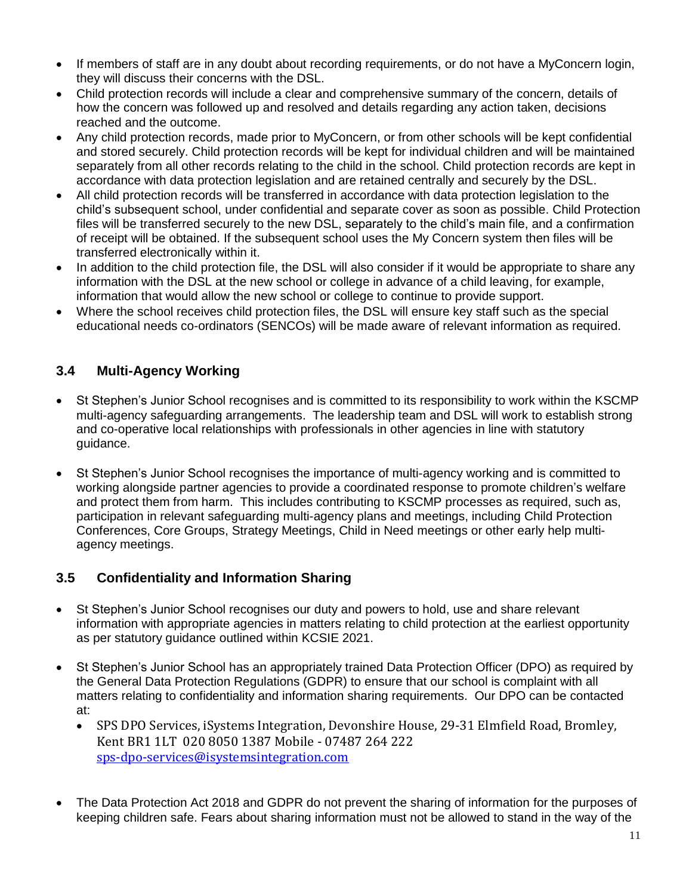- If members of staff are in any doubt about recording requirements, or do not have a MyConcern login, they will discuss their concerns with the DSL.
- Child protection records will include a clear and comprehensive summary of the concern, details of how the concern was followed up and resolved and details regarding any action taken, decisions reached and the outcome.
- Any child protection records, made prior to MyConcern, or from other schools will be kept confidential and stored securely. Child protection records will be kept for individual children and will be maintained separately from all other records relating to the child in the school. Child protection records are kept in accordance with data protection legislation and are retained centrally and securely by the DSL.
- All child protection records will be transferred in accordance with data protection legislation to the child's subsequent school, under confidential and separate cover as soon as possible. Child Protection files will be transferred securely to the new DSL, separately to the child's main file, and a confirmation of receipt will be obtained. If the subsequent school uses the My Concern system then files will be transferred electronically within it.
- In addition to the child protection file, the DSL will also consider if it would be appropriate to share any information with the DSL at the new school or college in advance of a child leaving, for example, information that would allow the new school or college to continue to provide support.
- Where the school receives child protection files, the DSL will ensure key staff such as the special educational needs co-ordinators (SENCOs) will be made aware of relevant information as required.

## 3.4 Multi-Agency Working

- St Stephen's Junior School recognises and is committed to its responsibility to work within the KSCMP multi-agency safeguarding arrangements. The leadership team and DSL will work to establish strong and co-operative local relationships with professionals in other agencies in line with statutory guidance.

- St Stephen's Junior School recognises the importance of multi-agency working and is committed to working alongside partner agencies to provide a coordinated response to promote children's welfare and protect them from harm. This includes contributing to KSCMP processes as required, such as, participation in relevant safeguarding multi-agency plans and meetings, including Child Protection Conferences, Core Groups, Strategy Meetings, Child in Need meetings or other early help multi-agency meetings.

## 3.5 Confidentiality and Information Sharing

- St Stephen's Junior School recognises our duty and powers to hold, use and share relevant information with appropriate agencies in matters relating to child protection at the earliest opportunity as per statutory guidance outlined within KCSIE 2021.

- St Stephen's Junior School has an appropriately trained Data Protection Officer (DPO) as required by the General Data Protection Regulations (GDPR) to ensure that our school is complaint with all matters relating to confidentiality and information sharing requirements. Our DPO can be contacted at:
  - SPS DPO Services, iSystems Integration, Devonshire House, 29-31 Elmfield Road, Bromley, Kent BR1 1LT 020 8050 1387 Mobile - 07487 264 222 [sps-dpo-services@isystemsintegration.com](mailto:sps-dpo-services@isystemsintegration.com)

- The Data Protection Act 2018 and GDPR do not prevent the sharing of information for the purposes of keeping children safe. Fears about sharing information must not be allowed to stand in the way of the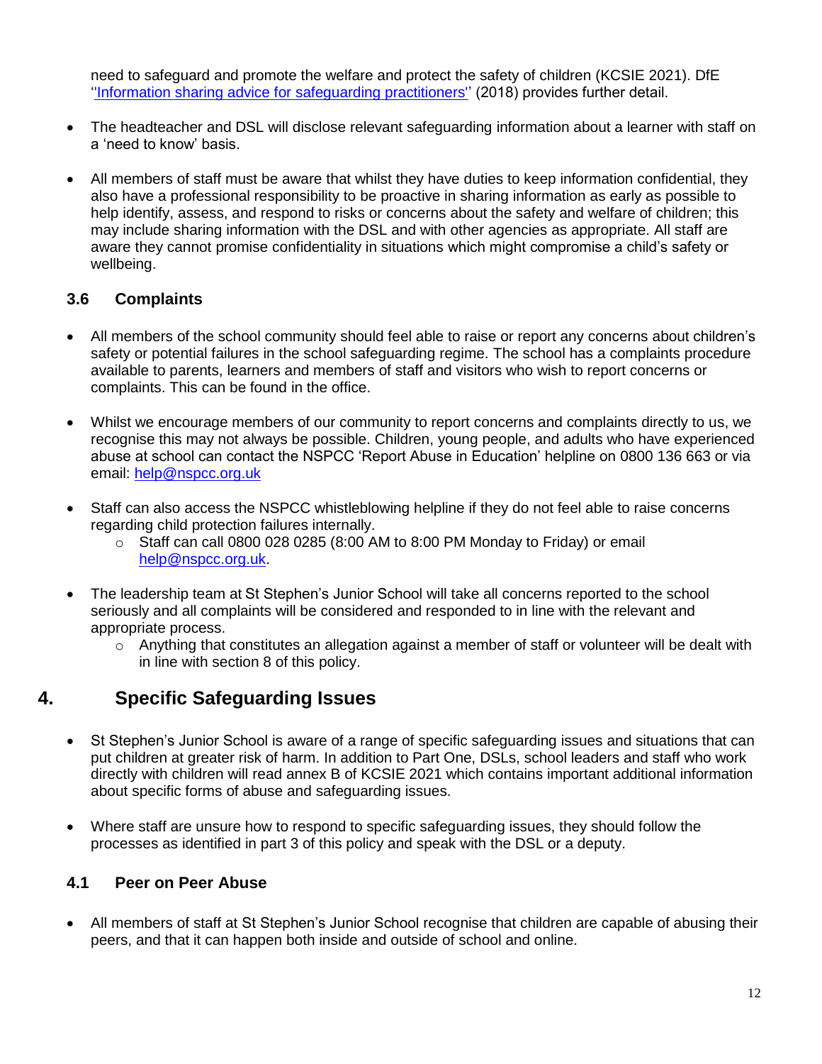need to safeguard and promote the welfare and protect the safety of children (KCSIE 2021). DfE ''[Information sharing advice for safeguarding practitioners](https://www.gov.uk/government/publications/safeguarding-practitioners-information-sharing-advice)'' (2018) provides further detail.

- The headteacher and DSL will disclose relevant safeguarding information about a learner with staff on a 'need to know' basis.
- All members of staff must be aware that whilst they have duties to keep information confidential, they also have a professional responsibility to be proactive in sharing information as early as possible to help identify, assess, and respond to risks or concerns about the safety and welfare of children; this may include sharing information with the DSL and with other agencies as appropriate. All staff are aware they cannot promise confidentiality in situations which might compromise a child's safety or wellbeing.

### 3.6 Complaints

- All members of the school community should feel able to raise or report any concerns about children's safety or potential failures in the school safeguarding regime. The school has a complaints procedure available to parents, learners and members of staff and visitors who wish to report concerns or complaints. This can be found in the office.
- Whilst we encourage members of our community to report concerns and complaints directly to us, we recognise this may not always be possible. Children, young people, and adults who have experienced abuse at school can contact the NSPCC 'Report Abuse in Education' helpline on 0800 136 663 or via email: help@nspcc.org.uk
- Staff can also access the NSPCC whistleblowing helpline if they do not feel able to raise concerns regarding child protection failures internally.
  - Staff can call 0800 028 0285 (8:00 AM to 8:00 PM Monday to Friday) or email help@nspcc.org.uk.
- The leadership team at St Stephen's Junior School will take all concerns reported to the school seriously and all complaints will be considered and responded to in line with the relevant and appropriate process.
  - Anything that constitutes an allegation against a member of staff or volunteer will be dealt with in line with section 8 of this policy.

## 4. Specific Safeguarding Issues

- St Stephen's Junior School is aware of a range of specific safeguarding issues and situations that can put children at greater risk of harm. In addition to Part One, DSLs, school leaders and staff who work directly with children will read annex B of KCSIE 2021 which contains important additional information about specific forms of abuse and safeguarding issues.
- Where staff are unsure how to respond to specific safeguarding issues, they should follow the processes as identified in part 3 of this policy and speak with the DSL or a deputy.

### 4.1 Peer on Peer Abuse

- All members of staff at St Stephen's Junior School recognise that children are capable of abusing their peers, and that it can happen both inside and outside of school and online.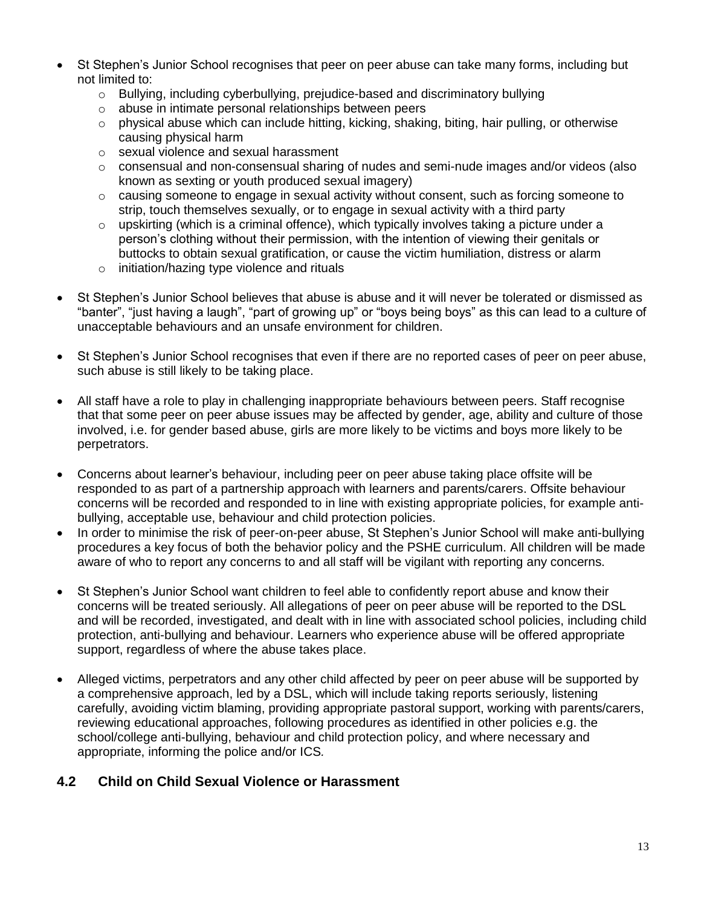- St Stephen's Junior School recognises that peer on peer abuse can take many forms, including but not limited to:
  - Bullying, including cyberbullying, prejudice-based and discriminatory bullying
  - abuse in intimate personal relationships between peers
  - physical abuse which can include hitting, kicking, shaking, biting, hair pulling, or otherwise causing physical harm
  - sexual violence and sexual harassment
  - consensual and non-consensual sharing of nudes and semi-nude images and/or videos (also known as sexting or youth produced sexual imagery)
  - causing someone to engage in sexual activity without consent, such as forcing someone to strip, touch themselves sexually, or to engage in sexual activity with a third party
  - upskirting (which is a criminal offence), which typically involves taking a picture under a person's clothing without their permission, with the intention of viewing their genitals or buttocks to obtain sexual gratification, or cause the victim humiliation, distress or alarm
  - initiation/hazing type violence and rituals

- St Stephen's Junior School believes that abuse is abuse and it will never be tolerated or dismissed as "banter", "just having a laugh", "part of growing up" or "boys being boys" as this can lead to a culture of unacceptable behaviours and an unsafe environment for children.

- St Stephen's Junior School recognises that even if there are no reported cases of peer on peer abuse, such abuse is still likely to be taking place.

- All staff have a role to play in challenging inappropriate behaviours between peers. Staff recognise that that some peer on peer abuse issues may be affected by gender, age, ability and culture of those involved, i.e. for gender based abuse, girls are more likely to be victims and boys more likely to be perpetrators.

- Concerns about learner's behaviour, including peer on peer abuse taking place offsite will be responded to as part of a partnership approach with learners and parents/carers. Offsite behaviour concerns will be recorded and responded to in line with existing appropriate policies, for example anti-bullying, acceptable use, behaviour and child protection policies.
- In order to minimise the risk of peer-on-peer abuse, St Stephen's Junior School will make anti-bullying procedures a key focus of both the behavior policy and the PSHE curriculum. All children will be made aware of who to report any concerns to and all staff will be vigilant with reporting any concerns.

- St Stephen's Junior School want children to feel able to confidently report abuse and know their concerns will be treated seriously. All allegations of peer on peer abuse will be reported to the DSL and will be recorded, investigated, and dealt with in line with associated school policies, including child protection, anti-bullying and behaviour. Learners who experience abuse will be offered appropriate support, regardless of where the abuse takes place.

- Alleged victims, perpetrators and any other child affected by peer on peer abuse will be supported by a comprehensive approach, led by a DSL, which will include taking reports seriously, listening carefully, avoiding victim blaming, providing appropriate pastoral support, working with parents/carers, reviewing educational approaches, following procedures as identified in other policies e.g. the school/college anti-bullying, behaviour and child protection policy, and where necessary and appropriate, informing the police and/or ICS.

## 4.2 Child on Child Sexual Violence or Harassment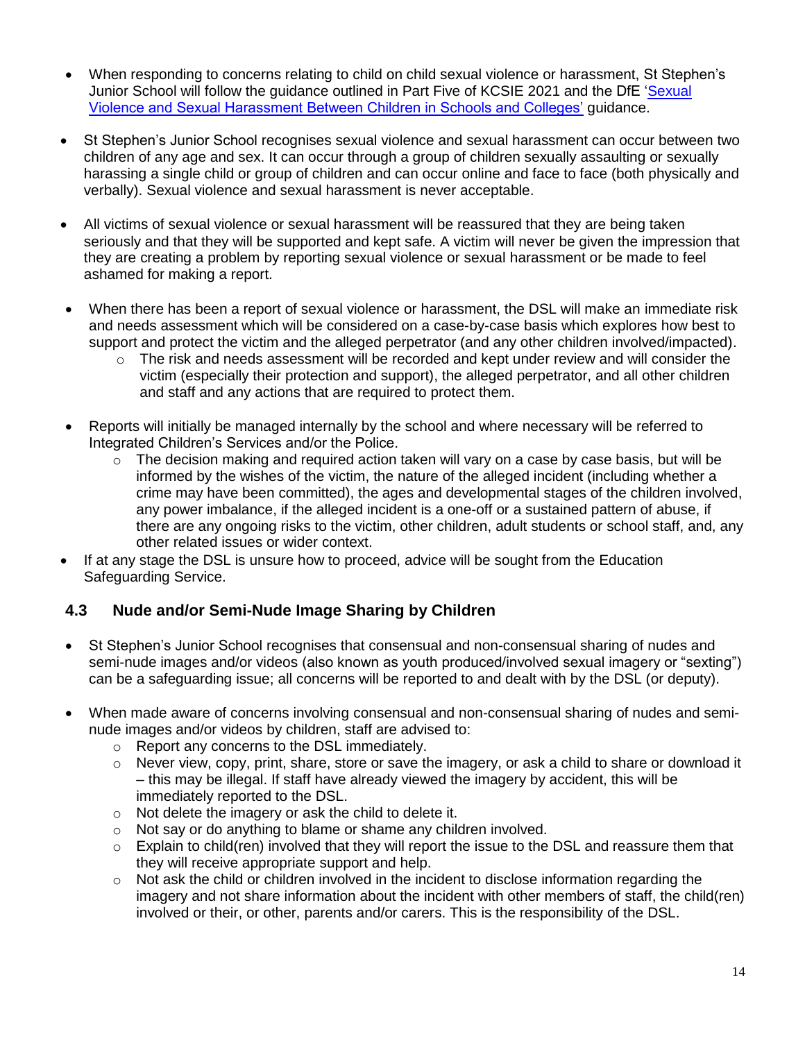- When responding to concerns relating to child on child sexual violence or harassment, St Stephen's Junior School will follow the guidance outlined in Part Five of KCSIE 2021 and the DfE ['Sexual Violence and Sexual Harassment Between Children in Schools and Colleges'](#) guidance.

- St Stephen's Junior School recognises sexual violence and sexual harassment can occur between two children of any age and sex. It can occur through a group of children sexually assaulting or sexually harassing a single child or group of children and can occur online and face to face (both physically and verbally). Sexual violence and sexual harassment is never acceptable.

- All victims of sexual violence or sexual harassment will be reassured that they are being taken seriously and that they will be supported and kept safe. A victim will never be given the impression that they are creating a problem by reporting sexual violence or sexual harassment or be made to feel ashamed for making a report.

- When there has been a report of sexual violence or harassment, the DSL will make an immediate risk and needs assessment which will be considered on a case-by-case basis which explores how best to support and protect the victim and the alleged perpetrator (and any other children involved/impacted).
  - The risk and needs assessment will be recorded and kept under review and will consider the victim (especially their protection and support), the alleged perpetrator, and all other children and staff and any actions that are required to protect them.

- Reports will initially be managed internally by the school and where necessary will be referred to Integrated Children's Services and/or the Police.
  - The decision making and required action taken will vary on a case by case basis, but will be informed by the wishes of the victim, the nature of the alleged incident (including whether a crime may have been committed), the ages and developmental stages of the children involved, any power imbalance, if the alleged incident is a one-off or a sustained pattern of abuse, if there are any ongoing risks to the victim, other children, adult students or school staff, and, any other related issues or wider context.
- If at any stage the DSL is unsure how to proceed, advice will be sought from the Education Safeguarding Service.

### 4.3 Nude and/or Semi-Nude Image Sharing by Children

- St Stephen's Junior School recognises that consensual and non-consensual sharing of nudes and semi-nude images and/or videos (also known as youth produced/involved sexual imagery or "sexting") can be a safeguarding issue; all concerns will be reported to and dealt with by the DSL (or deputy).

- When made aware of concerns involving consensual and non-consensual sharing of nudes and semi-nude images and/or videos by children, staff are advised to:
  - Report any concerns to the DSL immediately.
  - Never view, copy, print, share, store or save the imagery, or ask a child to share or download it – this may be illegal. If staff have already viewed the imagery by accident, this will be immediately reported to the DSL.
  - Not delete the imagery or ask the child to delete it.
  - Not say or do anything to blame or shame any children involved.
  - Explain to child(ren) involved that they will report the issue to the DSL and reassure them that they will receive appropriate support and help.
  - Not ask the child or children involved in the incident to disclose information regarding the imagery and not share information about the incident with other members of staff, the child(ren) involved or their, or other, parents and/or carers. This is the responsibility of the DSL.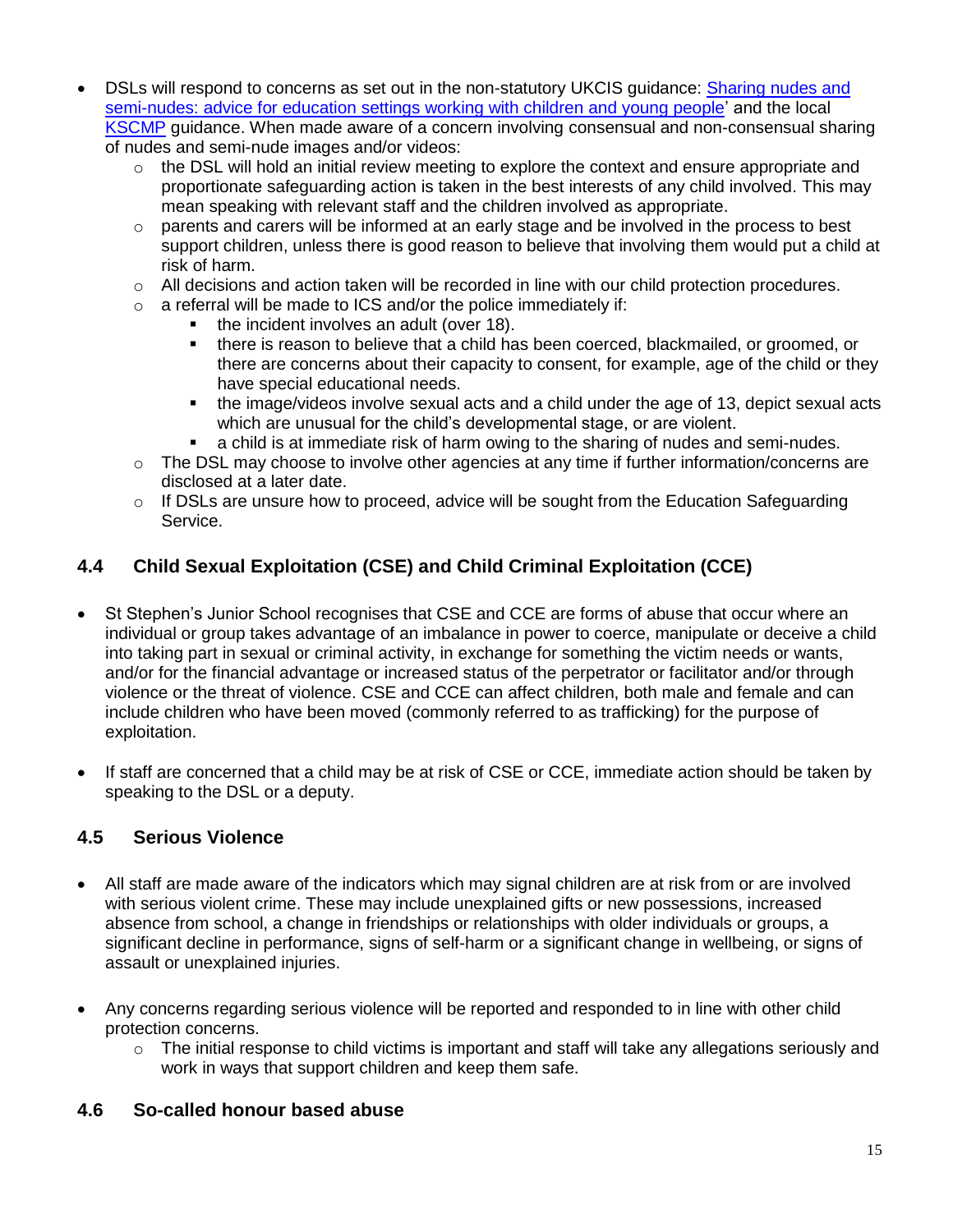- DSLs will respond to concerns as set out in the non-statutory UKCIS guidance: [Sharing nudes and semi-nudes: advice for education settings working with children and young people](#)' and the local [KSCMP](#) guidance. When made aware of a concern involving consensual and non-consensual sharing of nudes and semi-nude images and/or videos:
  - the DSL will hold an initial review meeting to explore the context and ensure appropriate and proportionate safeguarding action is taken in the best interests of any child involved. This may mean speaking with relevant staff and the children involved as appropriate.
  - parents and carers will be informed at an early stage and be involved in the process to best support children, unless there is good reason to believe that involving them would put a child at risk of harm.
  - All decisions and action taken will be recorded in line with our child protection procedures.
  - a referral will be made to ICS and/or the police immediately if:
    - the incident involves an adult (over 18).
    - there is reason to believe that a child has been coerced, blackmailed, or groomed, or there are concerns about their capacity to consent, for example, age of the child or they have special educational needs.
    - the image/videos involve sexual acts and a child under the age of 13, depict sexual acts which are unusual for the child's developmental stage, or are violent.
    - a child is at immediate risk of harm owing to the sharing of nudes and semi-nudes.
  - The DSL may choose to involve other agencies at any time if further information/concerns are disclosed at a later date.
  - If DSLs are unsure how to proceed, advice will be sought from the Education Safeguarding Service.

### 4.4 Child Sexual Exploitation (CSE) and Child Criminal Exploitation (CCE)

- St Stephen's Junior School recognises that CSE and CCE are forms of abuse that occur where an individual or group takes advantage of an imbalance in power to coerce, manipulate or deceive a child into taking part in sexual or criminal activity, in exchange for something the victim needs or wants, and/or for the financial advantage or increased status of the perpetrator or facilitator and/or through violence or the threat of violence. CSE and CCE can affect children, both male and female and can include children who have been moved (commonly referred to as trafficking) for the purpose of exploitation.

- If staff are concerned that a child may be at risk of CSE or CCE, immediate action should be taken by speaking to the DSL or a deputy.

### 4.5 Serious Violence

- All staff are made aware of the indicators which may signal children are at risk from or are involved with serious violent crime. These may include unexplained gifts or new possessions, increased absence from school, a change in friendships or relationships with older individuals or groups, a significant decline in performance, signs of self-harm or a significant change in wellbeing, or signs of assault or unexplained injuries.

- Any concerns regarding serious violence will be reported and responded to in line with other child protection concerns.
  - The initial response to child victims is important and staff will take any allegations seriously and work in ways that support children and keep them safe.

### 4.6 So-called honour based abuse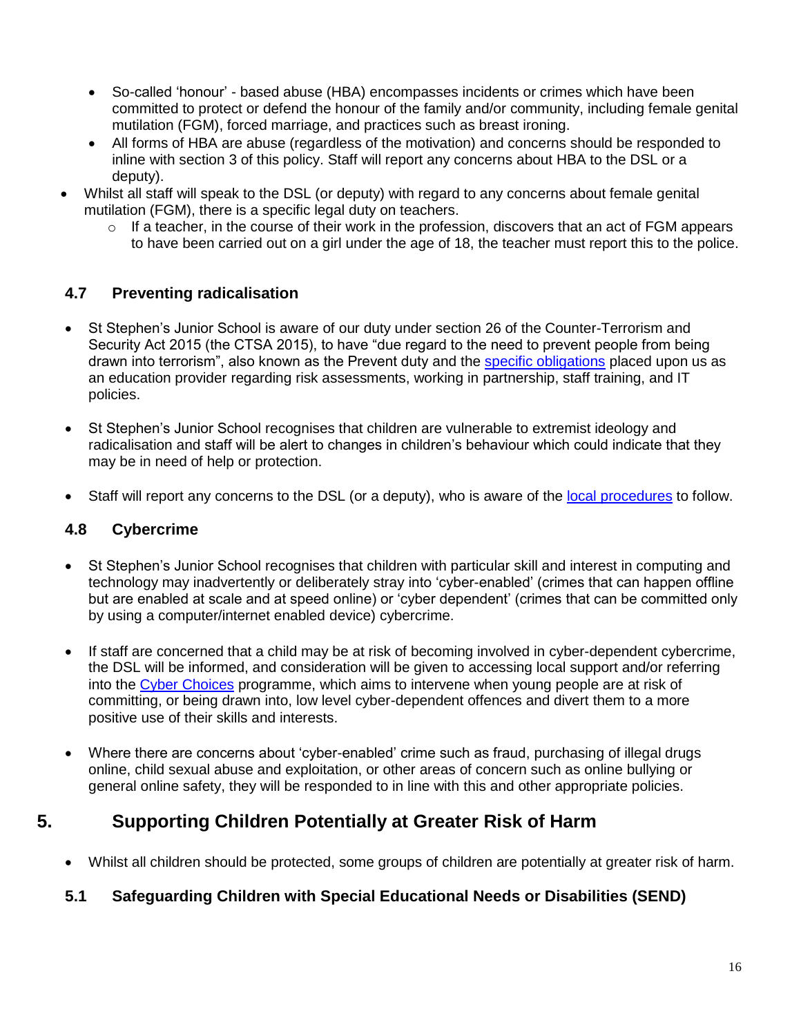- So-called ‘honour’ - based abuse (HBA) encompasses incidents or crimes which have been committed to protect or defend the honour of the family and/or community, including female genital mutilation (FGM), forced marriage, and practices such as breast ironing.
  - All forms of HBA are abuse (regardless of the motivation) and concerns should be responded to inline with section 3 of this policy. Staff will report any concerns about HBA to the DSL or a deputy).
- Whilst all staff will speak to the DSL (or deputy) with regard to any concerns about female genital mutilation (FGM), there is a specific legal duty on teachers.
  - If a teacher, in the course of their work in the profession, discovers that an act of FGM appears to have been carried out on a girl under the age of 18, the teacher must report this to the police.

### 4.7 Preventing radicalisation

- St Stephen’s Junior School is aware of our duty under section 26 of the Counter-Terrorism and Security Act 2015 (the CTSA 2015), to have “due regard to the need to prevent people from being drawn into terrorism”, also known as the Prevent duty and the specific obligations placed upon us as an education provider regarding risk assessments, working in partnership, staff training, and IT policies.

- St Stephen’s Junior School recognises that children are vulnerable to extremist ideology and radicalisation and staff will be alert to changes in children’s behaviour which could indicate that they may be in need of help or protection.

- Staff will report any concerns to the DSL (or a deputy), who is aware of the local procedures to follow.

### 4.8 Cybercrime

- St Stephen’s Junior School recognises that children with particular skill and interest in computing and technology may inadvertently or deliberately stray into ‘cyber-enabled’ (crimes that can happen offline but are enabled at scale and at speed online) or ‘cyber dependent’ (crimes that can be committed only by using a computer/internet enabled device) cybercrime.

- If staff are concerned that a child may be at risk of becoming involved in cyber-dependent cybercrime, the DSL will be informed, and consideration will be given to accessing local support and/or referring into the Cyber Choices programme, which aims to intervene when young people are at risk of committing, or being drawn into, low level cyber-dependent offences and divert them to a more positive use of their skills and interests.

- Where there are concerns about ‘cyber-enabled’ crime such as fraud, purchasing of illegal drugs online, child sexual abuse and exploitation, or other areas of concern such as online bullying or general online safety, they will be responded to in line with this and other appropriate policies.

## 5. Supporting Children Potentially at Greater Risk of Harm

- Whilst all children should be protected, some groups of children are potentially at greater risk of harm.

### 5.1 Safeguarding Children with Special Educational Needs or Disabilities (SEND)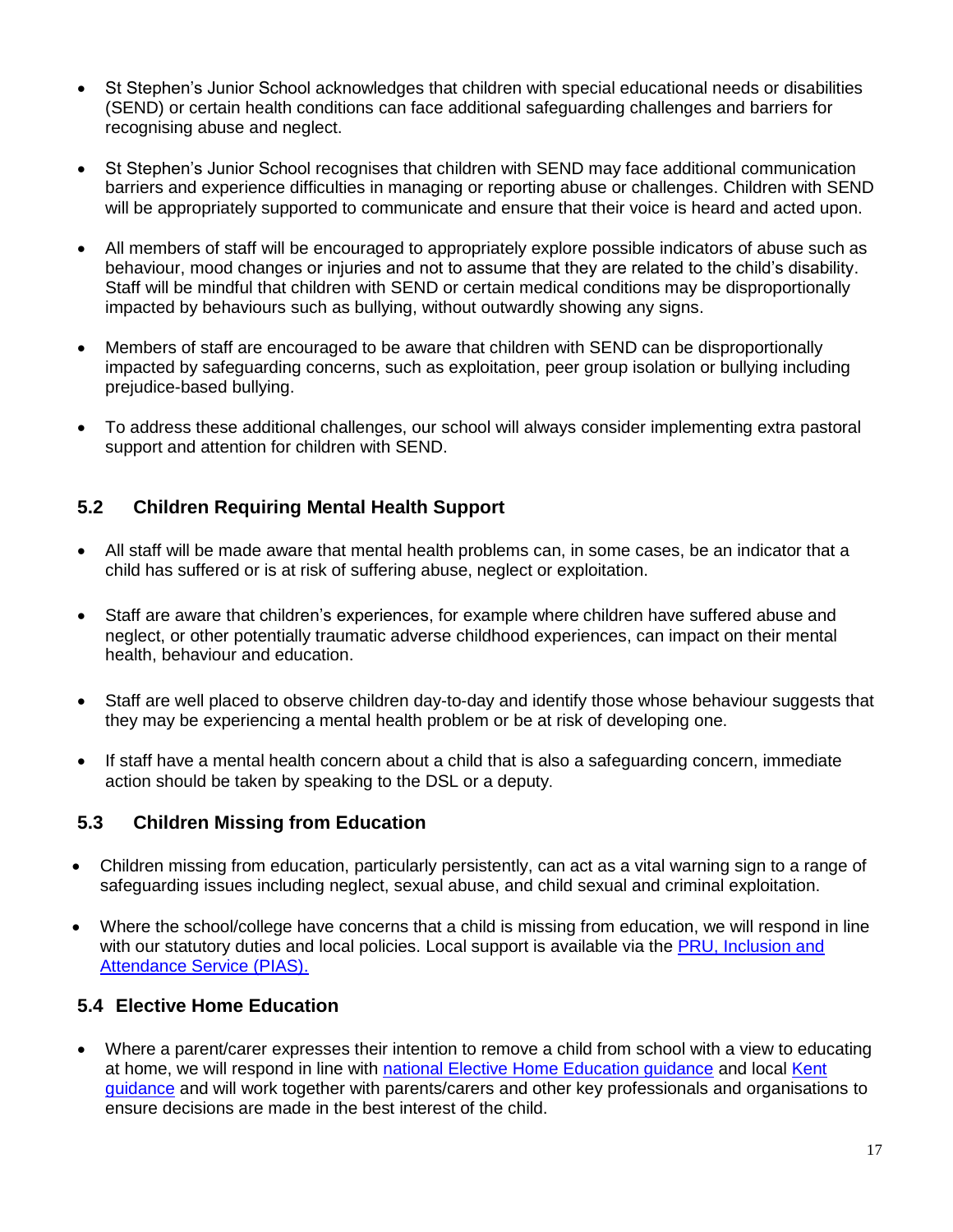- St Stephen's Junior School acknowledges that children with special educational needs or disabilities (SEND) or certain health conditions can face additional safeguarding challenges and barriers for recognising abuse and neglect.

- St Stephen's Junior School recognises that children with SEND may face additional communication barriers and experience difficulties in managing or reporting abuse or challenges. Children with SEND will be appropriately supported to communicate and ensure that their voice is heard and acted upon.

- All members of staff will be encouraged to appropriately explore possible indicators of abuse such as behaviour, mood changes or injuries and not to assume that they are related to the child's disability. Staff will be mindful that children with SEND or certain medical conditions may be disproportionally impacted by behaviours such as bullying, without outwardly showing any signs.

- Members of staff are encouraged to be aware that children with SEND can be disproportionally impacted by safeguarding concerns, such as exploitation, peer group isolation or bullying including prejudice-based bullying.

- To address these additional challenges, our school will always consider implementing extra pastoral support and attention for children with SEND.

## 5.2 Children Requiring Mental Health Support

- All staff will be made aware that mental health problems can, in some cases, be an indicator that a child has suffered or is at risk of suffering abuse, neglect or exploitation.

- Staff are aware that children's experiences, for example where children have suffered abuse and neglect, or other potentially traumatic adverse childhood experiences, can impact on their mental health, behaviour and education.

- Staff are well placed to observe children day-to-day and identify those whose behaviour suggests that they may be experiencing a mental health problem or be at risk of developing one.

- If staff have a mental health concern about a child that is also a safeguarding concern, immediate action should be taken by speaking to the DSL or a deputy.

## 5.3 Children Missing from Education

- Children missing from education, particularly persistently, can act as a vital warning sign to a range of safeguarding issues including neglect, sexual abuse, and child sexual and criminal exploitation.

- Where the school/college have concerns that a child is missing from education, we will respond in line with our statutory duties and local policies. Local support is available via the PRU, Inclusion and Attendance Service (PIAS).

## 5.4 Elective Home Education

- Where a parent/carer expresses their intention to remove a child from school with a view to educating at home, we will respond in line with national Elective Home Education guidance and local Kent guidance and will work together with parents/carers and other key professionals and organisations to ensure decisions are made in the best interest of the child.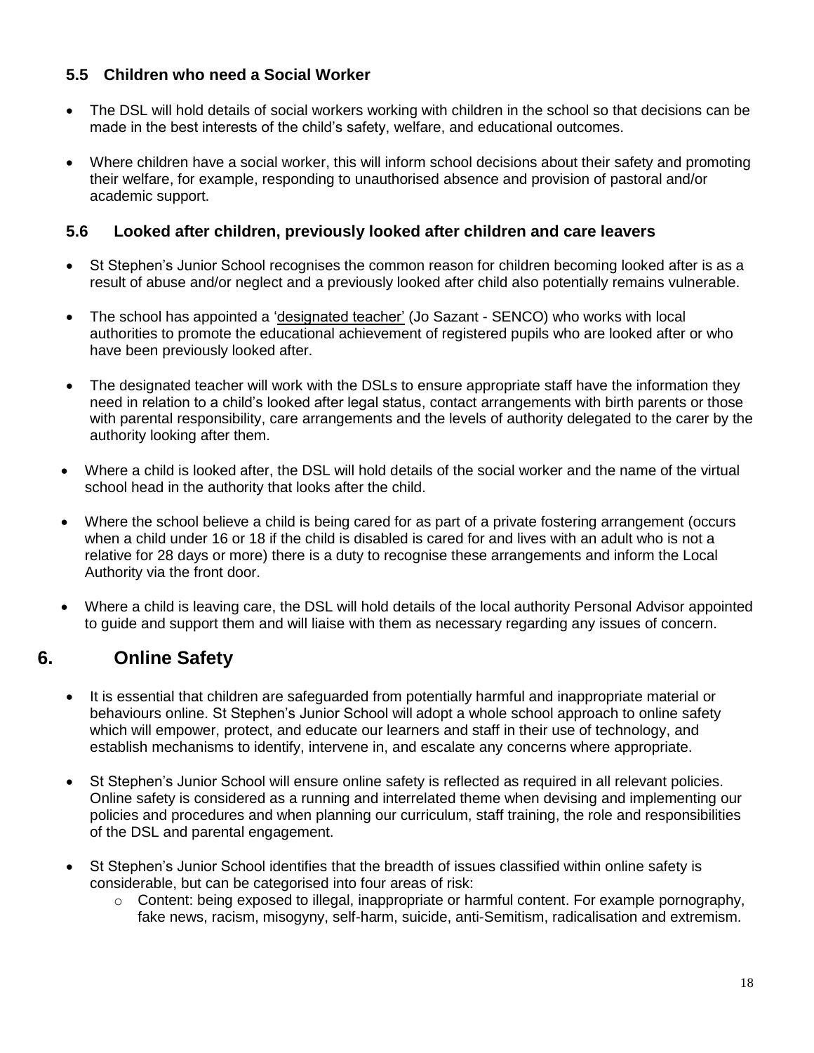### 5.5 Children who need a Social Worker

- The DSL will hold details of social workers working with children in the school so that decisions can be made in the best interests of the child's safety, welfare, and educational outcomes.
- Where children have a social worker, this will inform school decisions about their safety and promoting their welfare, for example, responding to unauthorised absence and provision of pastoral and/or academic support.

### 5.6 Looked after children, previously looked after children and care leavers

- St Stephen's Junior School recognises the common reason for children becoming looked after is as a result of abuse and/or neglect and a previously looked after child also potentially remains vulnerable.
- The school has appointed a 'designated teacher' (Jo Sazant - SENCO) who works with local authorities to promote the educational achievement of registered pupils who are looked after or who have been previously looked after.
- The designated teacher will work with the DSLs to ensure appropriate staff have the information they need in relation to a child's looked after legal status, contact arrangements with birth parents or those with parental responsibility, care arrangements and the levels of authority delegated to the carer by the authority looking after them.
- Where a child is looked after, the DSL will hold details of the social worker and the name of the virtual school head in the authority that looks after the child.
- Where the school believe a child is being cared for as part of a private fostering arrangement (occurs when a child under 16 or 18 if the child is disabled is cared for and lives with an adult who is not a relative for 28 days or more) there is a duty to recognise these arrangements and inform the Local Authority via the front door.
- Where a child is leaving care, the DSL will hold details of the local authority Personal Advisor appointed to guide and support them and will liaise with them as necessary regarding any issues of concern.

## 6. Online Safety

- It is essential that children are safeguarded from potentially harmful and inappropriate material or behaviours online. St Stephen's Junior School will adopt a whole school approach to online safety which will empower, protect, and educate our learners and staff in their use of technology, and establish mechanisms to identify, intervene in, and escalate any concerns where appropriate.
- St Stephen's Junior School will ensure online safety is reflected as required in all relevant policies. Online safety is considered as a running and interrelated theme when devising and implementing our policies and procedures and when planning our curriculum, staff training, the role and responsibilities of the DSL and parental engagement.
- St Stephen's Junior School identifies that the breadth of issues classified within online safety is considerable, but can be categorised into four areas of risk:
  - Content: being exposed to illegal, inappropriate or harmful content. For example pornography, fake news, racism, misogyny, self-harm, suicide, anti-Semitism, radicalisation and extremism.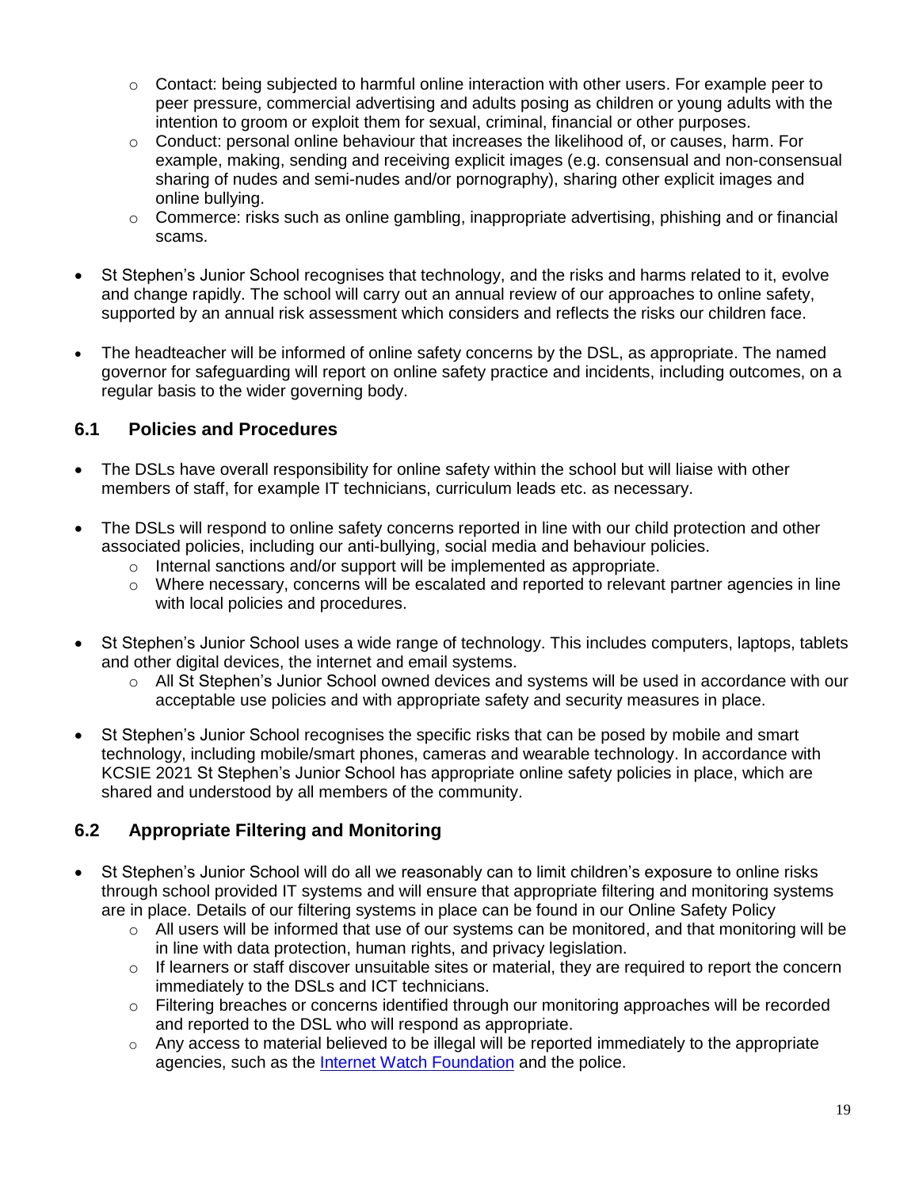- Contact: being subjected to harmful online interaction with other users. For example peer to peer pressure, commercial advertising and adults posing as children or young adults with the intention to groom or exploit them for sexual, criminal, financial or other purposes.
  - Conduct: personal online behaviour that increases the likelihood of, or causes, harm. For example, making, sending and receiving explicit images (e.g. consensual and non-consensual sharing of nudes and semi-nudes and/or pornography), sharing other explicit images and online bullying.
  - Commerce: risks such as online gambling, inappropriate advertising, phishing and or financial scams.

- St Stephen's Junior School recognises that technology, and the risks and harms related to it, evolve and change rapidly. The school will carry out an annual review of our approaches to online safety, supported by an annual risk assessment which considers and reflects the risks our children face.

- The headteacher will be informed of online safety concerns by the DSL, as appropriate. The named governor for safeguarding will report on online safety practice and incidents, including outcomes, on a regular basis to the wider governing body.

### 6.1 Policies and Procedures

- The DSLs have overall responsibility for online safety within the school but will liaise with other members of staff, for example IT technicians, curriculum leads etc. as necessary.

- The DSLs will respond to online safety concerns reported in line with our child protection and other associated policies, including our anti-bullying, social media and behaviour policies.
  - Internal sanctions and/or support will be implemented as appropriate.
  - Where necessary, concerns will be escalated and reported to relevant partner agencies in line with local policies and procedures.

- St Stephen's Junior School uses a wide range of technology. This includes computers, laptops, tablets and other digital devices, the internet and email systems.
  - All St Stephen's Junior School owned devices and systems will be used in accordance with our acceptable use policies and with appropriate safety and security measures in place.

- St Stephen's Junior School recognises the specific risks that can be posed by mobile and smart technology, including mobile/smart phones, cameras and wearable technology. In accordance with KCSIE 2021 St Stephen's Junior School has appropriate online safety policies in place, which are shared and understood by all members of the community.

### 6.2 Appropriate Filtering and Monitoring

- St Stephen's Junior School will do all we reasonably can to limit children's exposure to online risks through school provided IT systems and will ensure that appropriate filtering and monitoring systems are in place. Details of our filtering systems in place can be found in our Online Safety Policy
  - All users will be informed that use of our systems can be monitored, and that monitoring will be in line with data protection, human rights, and privacy legislation.
  - If learners or staff discover unsuitable sites or material, they are required to report the concern immediately to the DSLs and ICT technicians.
  - Filtering breaches or concerns identified through our monitoring approaches will be recorded and reported to the DSL who will respond as appropriate.
  - Any access to material believed to be illegal will be reported immediately to the appropriate agencies, such as the Internet Watch Foundation and the police.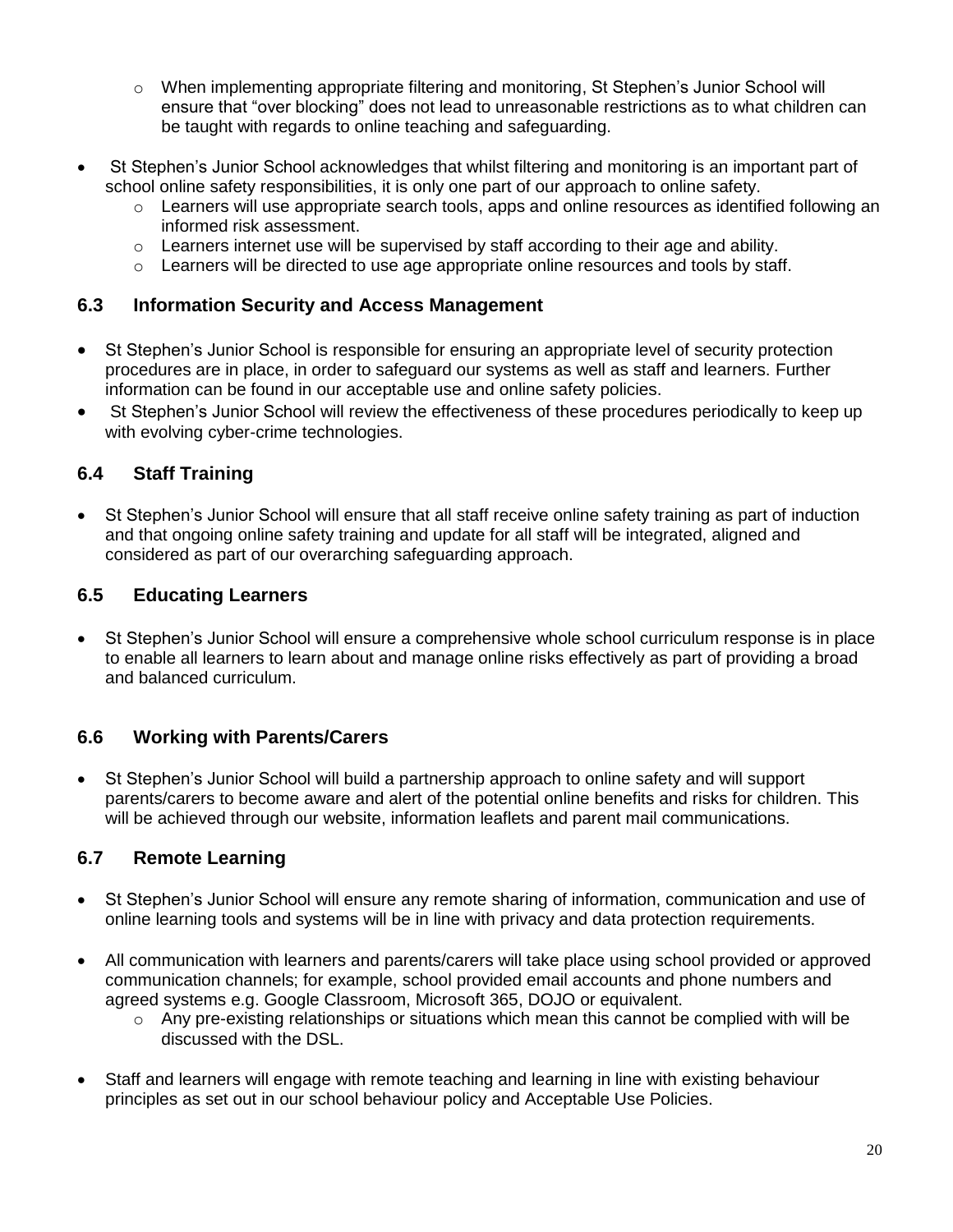- When implementing appropriate filtering and monitoring, St Stephen's Junior School will ensure that "over blocking" does not lead to unreasonable restrictions as to what children can be taught with regards to online teaching and safeguarding.

- St Stephen's Junior School acknowledges that whilst filtering and monitoring is an important part of school online safety responsibilities, it is only one part of our approach to online safety.
  - Learners will use appropriate search tools, apps and online resources as identified following an informed risk assessment.
  - Learners internet use will be supervised by staff according to their age and ability.
  - Learners will be directed to use age appropriate online resources and tools by staff.

## 6.3 Information Security and Access Management

- St Stephen's Junior School is responsible for ensuring an appropriate level of security protection procedures are in place, in order to safeguard our systems as well as staff and learners. Further information can be found in our acceptable use and online safety policies.
- St Stephen's Junior School will review the effectiveness of these procedures periodically to keep up with evolving cyber-crime technologies.

## 6.4 Staff Training

- St Stephen's Junior School will ensure that all staff receive online safety training as part of induction and that ongoing online safety training and update for all staff will be integrated, aligned and considered as part of our overarching safeguarding approach.

## 6.5 Educating Learners

- St Stephen's Junior School will ensure a comprehensive whole school curriculum response is in place to enable all learners to learn about and manage online risks effectively as part of providing a broad and balanced curriculum.

## 6.6 Working with Parents/Carers

- St Stephen's Junior School will build a partnership approach to online safety and will support parents/carers to become aware and alert of the potential online benefits and risks for children. This will be achieved through our website, information leaflets and parent mail communications.

## 6.7 Remote Learning

- St Stephen's Junior School will ensure any remote sharing of information, communication and use of online learning tools and systems will be in line with privacy and data protection requirements.

- All communication with learners and parents/carers will take place using school provided or approved communication channels; for example, school provided email accounts and phone numbers and agreed systems e.g. Google Classroom, Microsoft 365, DOJO or equivalent.
  - Any pre-existing relationships or situations which mean this cannot be complied with will be discussed with the DSL.

- Staff and learners will engage with remote teaching and learning in line with existing behaviour principles as set out in our school behaviour policy and Acceptable Use Policies.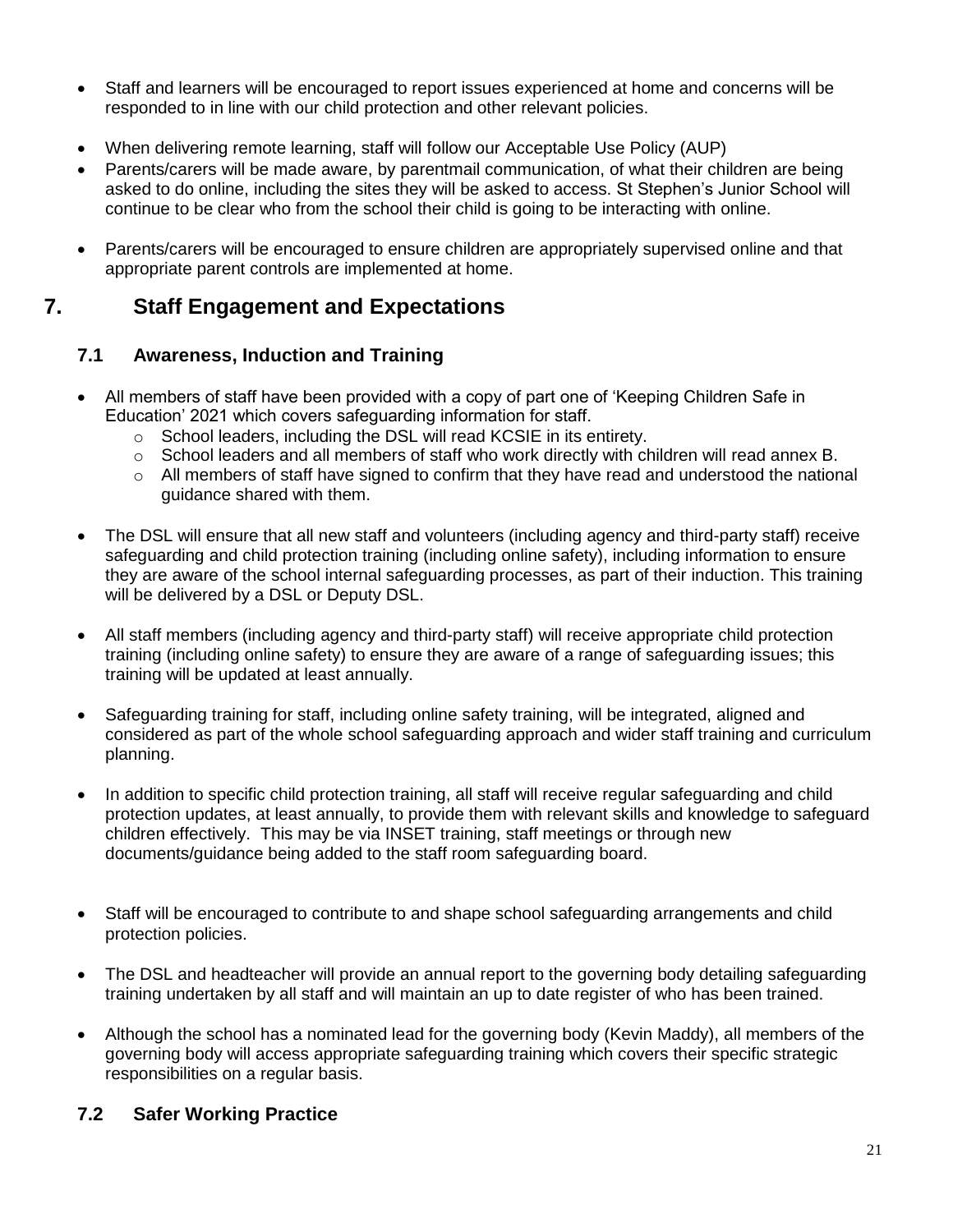- Staff and learners will be encouraged to report issues experienced at home and concerns will be responded to in line with our child protection and other relevant policies.

- When delivering remote learning, staff will follow our Acceptable Use Policy (AUP)
- Parents/carers will be made aware, by parentmail communication, of what their children are being asked to do online, including the sites they will be asked to access. St Stephen's Junior School will continue to be clear who from the school their child is going to be interacting with online.

- Parents/carers will be encouraged to ensure children are appropriately supervised online and that appropriate parent controls are implemented at home.

## 7. Staff Engagement and Expectations

### 7.1 Awareness, Induction and Training

- All members of staff have been provided with a copy of part one of 'Keeping Children Safe in Education' 2021 which covers safeguarding information for staff.
  - School leaders, including the DSL will read KCSIE in its entirety.
  - School leaders and all members of staff who work directly with children will read annex B.
  - All members of staff have signed to confirm that they have read and understood the national guidance shared with them.

- The DSL will ensure that all new staff and volunteers (including agency and third-party staff) receive safeguarding and child protection training (including online safety), including information to ensure they are aware of the school internal safeguarding processes, as part of their induction. This training will be delivered by a DSL or Deputy DSL.

- All staff members (including agency and third-party staff) will receive appropriate child protection training (including online safety) to ensure they are aware of a range of safeguarding issues; this training will be updated at least annually.

- Safeguarding training for staff, including online safety training, will be integrated, aligned and considered as part of the whole school safeguarding approach and wider staff training and curriculum planning.

- In addition to specific child protection training, all staff will receive regular safeguarding and child protection updates, at least annually, to provide them with relevant skills and knowledge to safeguard children effectively. This may be via INSET training, staff meetings or through new documents/guidance being added to the staff room safeguarding board.

- Staff will be encouraged to contribute to and shape school safeguarding arrangements and child protection policies.

- The DSL and headteacher will provide an annual report to the governing body detailing safeguarding training undertaken by all staff and will maintain an up to date register of who has been trained.

- Although the school has a nominated lead for the governing body (Kevin Maddy), all members of the governing body will access appropriate safeguarding training which covers their specific strategic responsibilities on a regular basis.

### 7.2 Safer Working Practice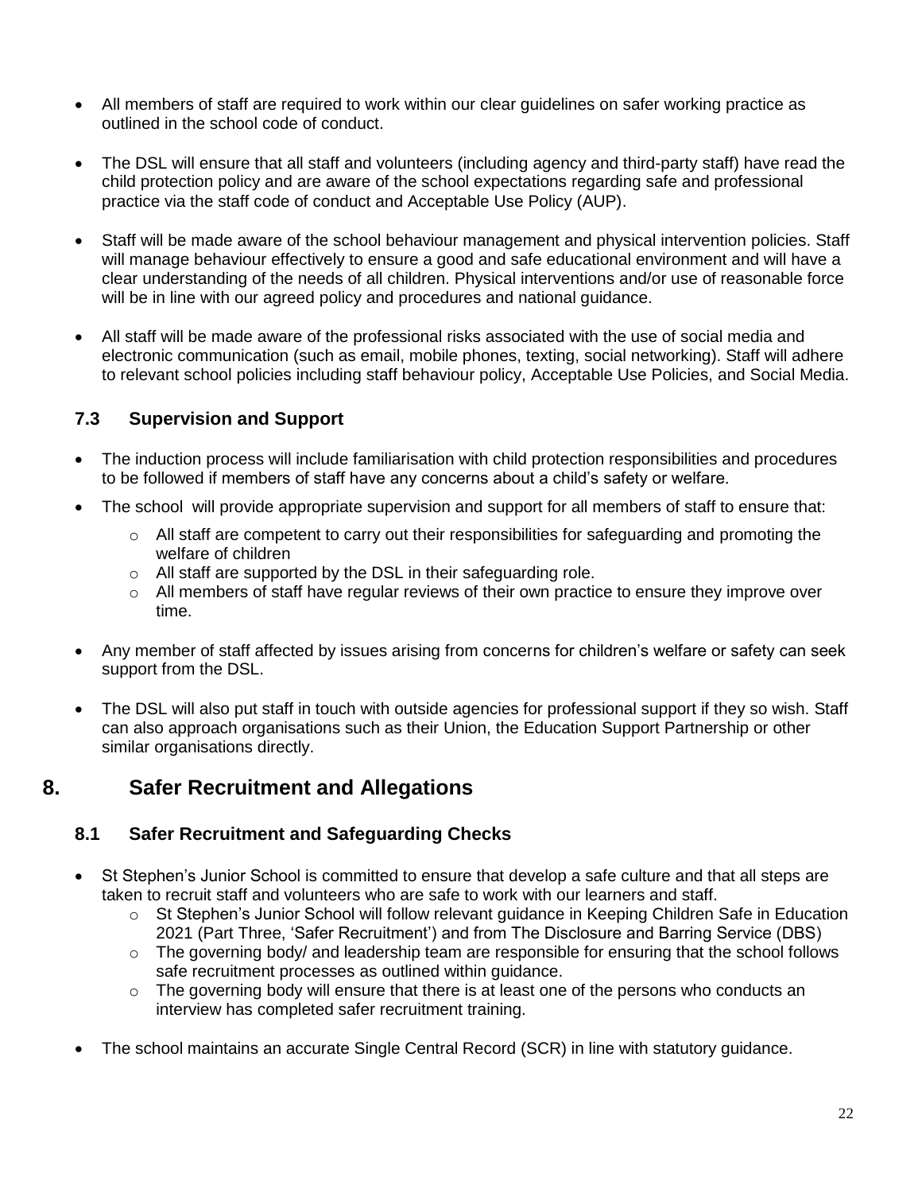- All members of staff are required to work within our clear guidelines on safer working practice as outlined in the school code of conduct.

- The DSL will ensure that all staff and volunteers (including agency and third-party staff) have read the child protection policy and are aware of the school expectations regarding safe and professional practice via the staff code of conduct and Acceptable Use Policy (AUP).

- Staff will be made aware of the school behaviour management and physical intervention policies. Staff will manage behaviour effectively to ensure a good and safe educational environment and will have a clear understanding of the needs of all children. Physical interventions and/or use of reasonable force will be in line with our agreed policy and procedures and national guidance.

- All staff will be made aware of the professional risks associated with the use of social media and electronic communication (such as email, mobile phones, texting, social networking). Staff will adhere to relevant school policies including staff behaviour policy, Acceptable Use Policies, and Social Media.

### 7.3 Supervision and Support

- The induction process will include familiarisation with child protection responsibilities and procedures to be followed if members of staff have any concerns about a child's safety or welfare.
- The school will provide appropriate supervision and support for all members of staff to ensure that:
  - All staff are competent to carry out their responsibilities for safeguarding and promoting the welfare of children
  - All staff are supported by the DSL in their safeguarding role.
  - All members of staff have regular reviews of their own practice to ensure they improve over time.

- Any member of staff affected by issues arising from concerns for children's welfare or safety can seek support from the DSL.

- The DSL will also put staff in touch with outside agencies for professional support if they so wish. Staff can also approach organisations such as their Union, the Education Support Partnership or other similar organisations directly.

## 8. Safer Recruitment and Allegations

### 8.1 Safer Recruitment and Safeguarding Checks

- St Stephen's Junior School is committed to ensure that develop a safe culture and that all steps are taken to recruit staff and volunteers who are safe to work with our learners and staff.
  - St Stephen's Junior School will follow relevant guidance in Keeping Children Safe in Education 2021 (Part Three, 'Safer Recruitment') and from The Disclosure and Barring Service (DBS)
  - The governing body/ and leadership team are responsible for ensuring that the school follows safe recruitment processes as outlined within guidance.
  - The governing body will ensure that there is at least one of the persons who conducts an interview has completed safer recruitment training.

- The school maintains an accurate Single Central Record (SCR) in line with statutory guidance.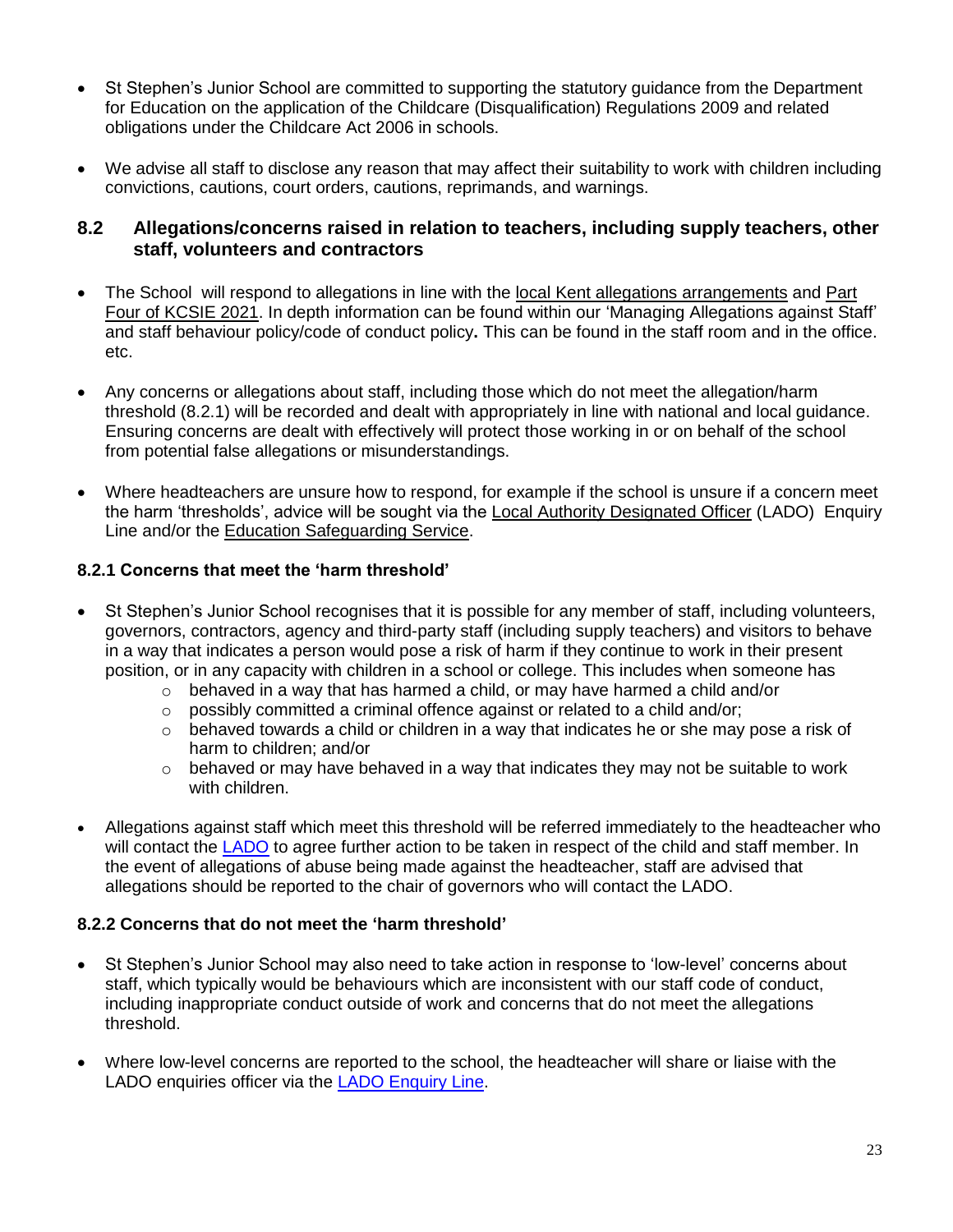- St Stephen's Junior School are committed to supporting the statutory guidance from the Department for Education on the application of the Childcare (Disqualification) Regulations 2009 and related obligations under the Childcare Act 2006 in schools.

- We advise all staff to disclose any reason that may affect their suitability to work with children including convictions, cautions, court orders, cautions, reprimands, and warnings.

## 8.2 Allegations/concerns raised in relation to teachers, including supply teachers, other staff, volunteers and contractors

- The School will respond to allegations in line with the local Kent allegations arrangements and Part Four of KCSIE 2021. In depth information can be found within our 'Managing Allegations against Staff' and staff behaviour policy/code of conduct policy**.** This can be found in the staff room and in the office. etc.

- Any concerns or allegations about staff, including those which do not meet the allegation/harm threshold (8.2.1) will be recorded and dealt with appropriately in line with national and local guidance. Ensuring concerns are dealt with effectively will protect those working in or on behalf of the school from potential false allegations or misunderstandings.

- Where headteachers are unsure how to respond, for example if the school is unsure if a concern meet the harm 'thresholds', advice will be sought via the Local Authority Designated Officer (LADO) Enquiry Line and/or the Education Safeguarding Service.

### 8.2.1 Concerns that meet the 'harm threshold'

- St Stephen's Junior School recognises that it is possible for any member of staff, including volunteers, governors, contractors, agency and third-party staff (including supply teachers) and visitors to behave in a way that indicates a person would pose a risk of harm if they continue to work in their present position, or in any capacity with children in a school or college. This includes when someone has
  - behaved in a way that has harmed a child, or may have harmed a child and/or
  - possibly committed a criminal offence against or related to a child and/or;
  - behaved towards a child or children in a way that indicates he or she may pose a risk of harm to children; and/or
  - behaved or may have behaved in a way that indicates they may not be suitable to work with children.

- Allegations against staff which meet this threshold will be referred immediately to the headteacher who will contact the LADO to agree further action to be taken in respect of the child and staff member. In the event of allegations of abuse being made against the headteacher, staff are advised that allegations should be reported to the chair of governors who will contact the LADO.

### 8.2.2 Concerns that do not meet the 'harm threshold'

- St Stephen's Junior School may also need to take action in response to 'low-level' concerns about staff, which typically would be behaviours which are inconsistent with our staff code of conduct, including inappropriate conduct outside of work and concerns that do not meet the allegations threshold.

- Where low-level concerns are reported to the school, the headteacher will share or liaise with the LADO enquiries officer via the LADO Enquiry Line.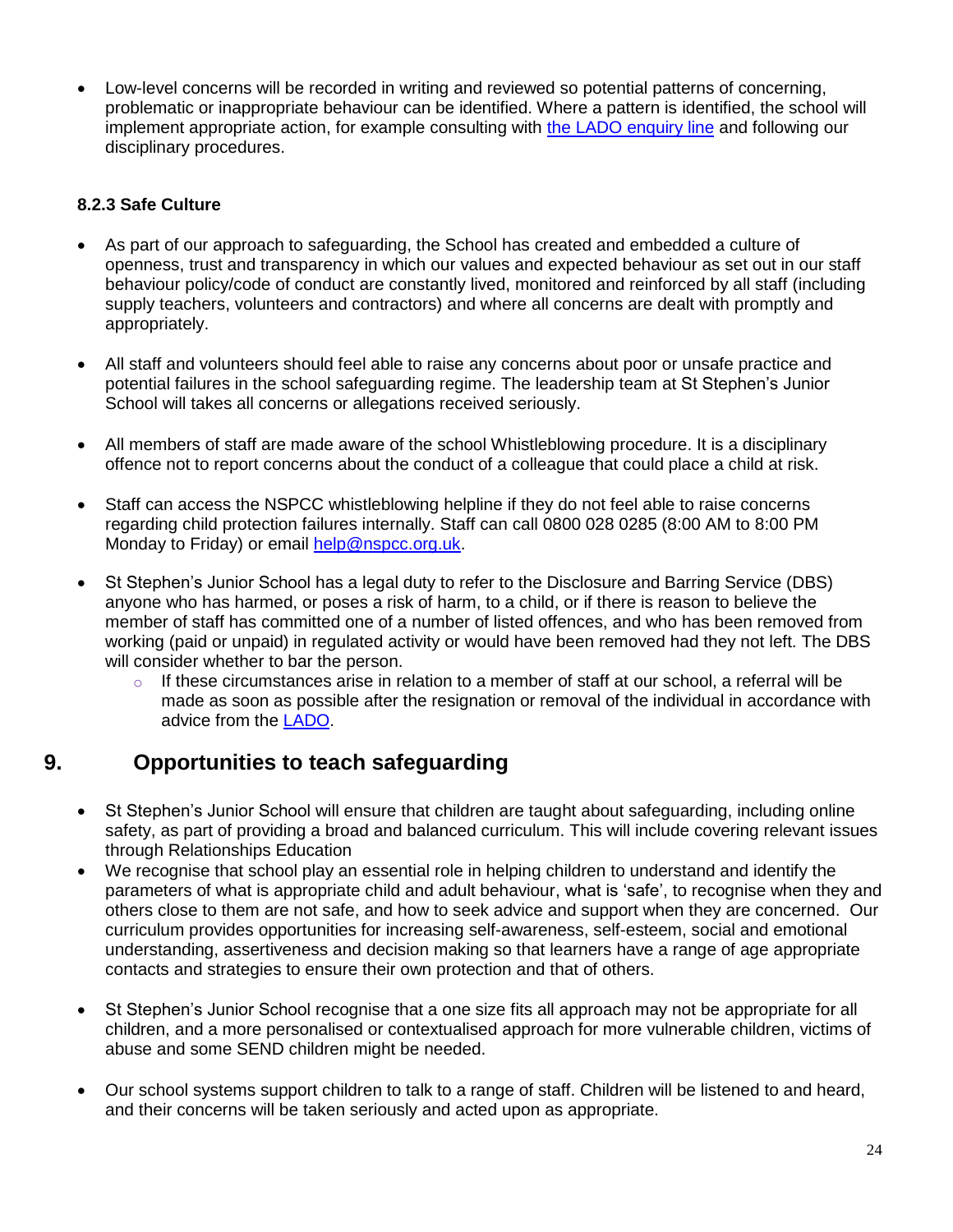- Low-level concerns will be recorded in writing and reviewed so potential patterns of concerning, problematic or inappropriate behaviour can be identified. Where a pattern is identified, the school will implement appropriate action, for example consulting with [the LADO enquiry line]() and following our disciplinary procedures.

#### 8.2.3 Safe Culture

- As part of our approach to safeguarding, the School has created and embedded a culture of openness, trust and transparency in which our values and expected behaviour as set out in our staff behaviour policy/code of conduct are constantly lived, monitored and reinforced by all staff (including supply teachers, volunteers and contractors) and where all concerns are dealt with promptly and appropriately.

- All staff and volunteers should feel able to raise any concerns about poor or unsafe practice and potential failures in the school safeguarding regime. The leadership team at St Stephen's Junior School will takes all concerns or allegations received seriously.

- All members of staff are made aware of the school Whistleblowing procedure. It is a disciplinary offence not to report concerns about the conduct of a colleague that could place a child at risk.

- Staff can access the NSPCC whistleblowing helpline if they do not feel able to raise concerns regarding child protection failures internally. Staff can call 0800 028 0285 (8:00 AM to 8:00 PM Monday to Friday) or email [help@nspcc.org.uk]().

- St Stephen's Junior School has a legal duty to refer to the Disclosure and Barring Service (DBS) anyone who has harmed, or poses a risk of harm, to a child, or if there is reason to believe the member of staff has committed one of a number of listed offences, and who has been removed from working (paid or unpaid) in regulated activity or would have been removed had they not left. The DBS will consider whether to bar the person.
    - If these circumstances arise in relation to a member of staff at our school, a referral will be made as soon as possible after the resignation or removal of the individual in accordance with advice from the [LADO]().

## 9. Opportunities to teach safeguarding

- St Stephen's Junior School will ensure that children are taught about safeguarding, including online safety, as part of providing a broad and balanced curriculum. This will include covering relevant issues through Relationships Education
- We recognise that school play an essential role in helping children to understand and identify the parameters of what is appropriate child and adult behaviour, what is 'safe', to recognise when they and others close to them are not safe, and how to seek advice and support when they are concerned. Our curriculum provides opportunities for increasing self-awareness, self-esteem, social and emotional understanding, assertiveness and decision making so that learners have a range of age appropriate contacts and strategies to ensure their own protection and that of others.

- St Stephen's Junior School recognise that a one size fits all approach may not be appropriate for all children, and a more personalised or contextualised approach for more vulnerable children, victims of abuse and some SEND children might be needed.

- Our school systems support children to talk to a range of staff. Children will be listened to and heard, and their concerns will be taken seriously and acted upon as appropriate.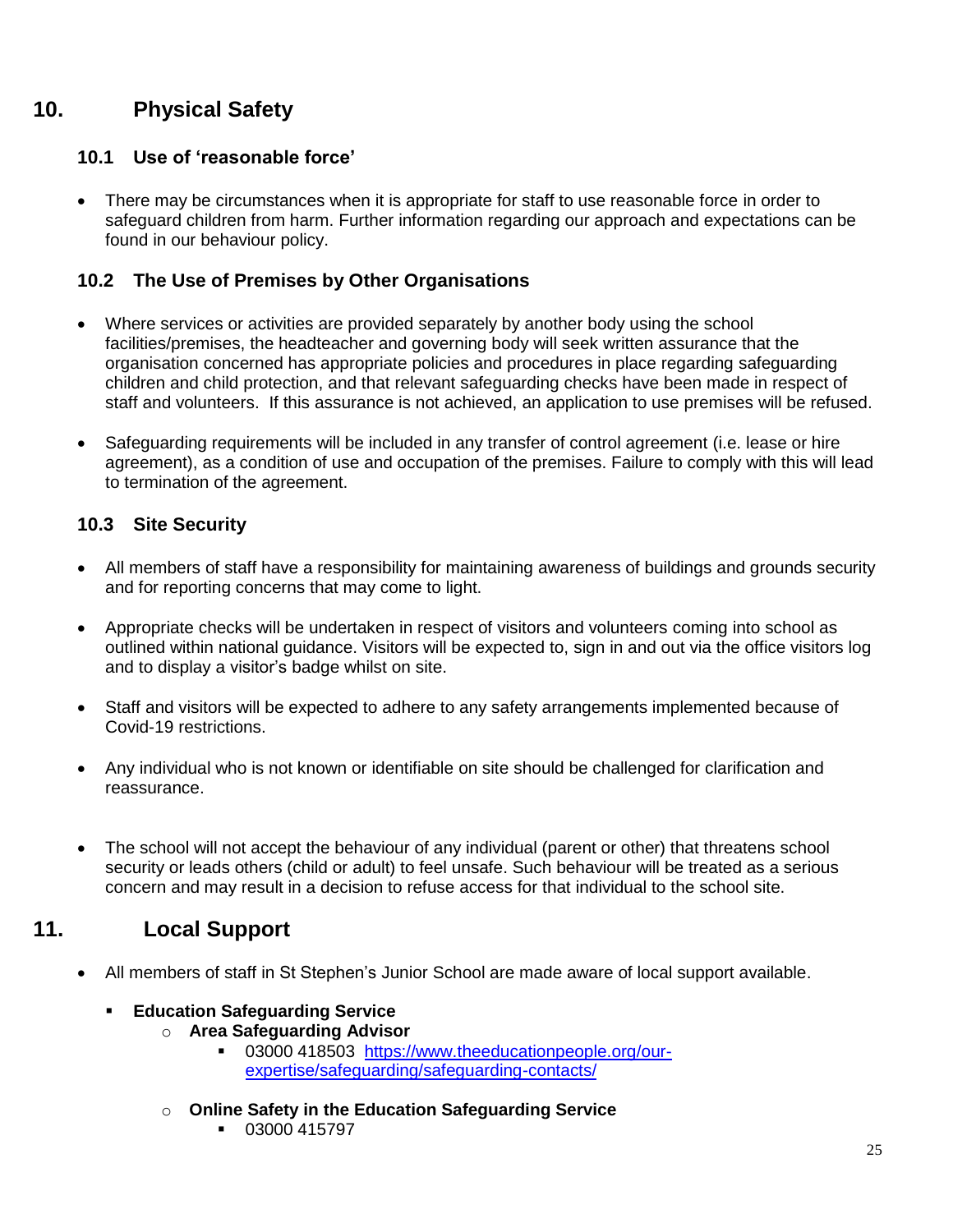# 10. Physical Safety

## 10.1 Use of 'reasonable force'

- There may be circumstances when it is appropriate for staff to use reasonable force in order to safeguard children from harm. Further information regarding our approach and expectations can be found in our behaviour policy.

## 10.2 The Use of Premises by Other Organisations

- Where services or activities are provided separately by another body using the school facilities/premises, the headteacher and governing body will seek written assurance that the organisation concerned has appropriate policies and procedures in place regarding safeguarding children and child protection, and that relevant safeguarding checks have been made in respect of staff and volunteers. If this assurance is not achieved, an application to use premises will be refused.

- Safeguarding requirements will be included in any transfer of control agreement (i.e. lease or hire agreement), as a condition of use and occupation of the premises. Failure to comply with this will lead to termination of the agreement.

## 10.3 Site Security

- All members of staff have a responsibility for maintaining awareness of buildings and grounds security and for reporting concerns that may come to light.

- Appropriate checks will be undertaken in respect of visitors and volunteers coming into school as outlined within national guidance. Visitors will be expected to, sign in and out via the office visitors log and to display a visitor's badge whilst on site.

- Staff and visitors will be expected to adhere to any safety arrangements implemented because of Covid-19 restrictions.

- Any individual who is not known or identifiable on site should be challenged for clarification and reassurance.

- The school will not accept the behaviour of any individual (parent or other) that threatens school security or leads others (child or adult) to feel unsafe. Such behaviour will be treated as a serious concern and may result in a decision to refuse access for that individual to the school site.

# 11. Local Support

- All members of staff in St Stephen's Junior School are made aware of local support available.
  - **Education Safeguarding Service**
    - **Area Safeguarding Advisor**
      - 03000 418503 https://www.theeducationpeople.org/our-expertise/safeguarding/safeguarding-contacts/
    - **Online Safety in the Education Safeguarding Service**
      - 03000 415797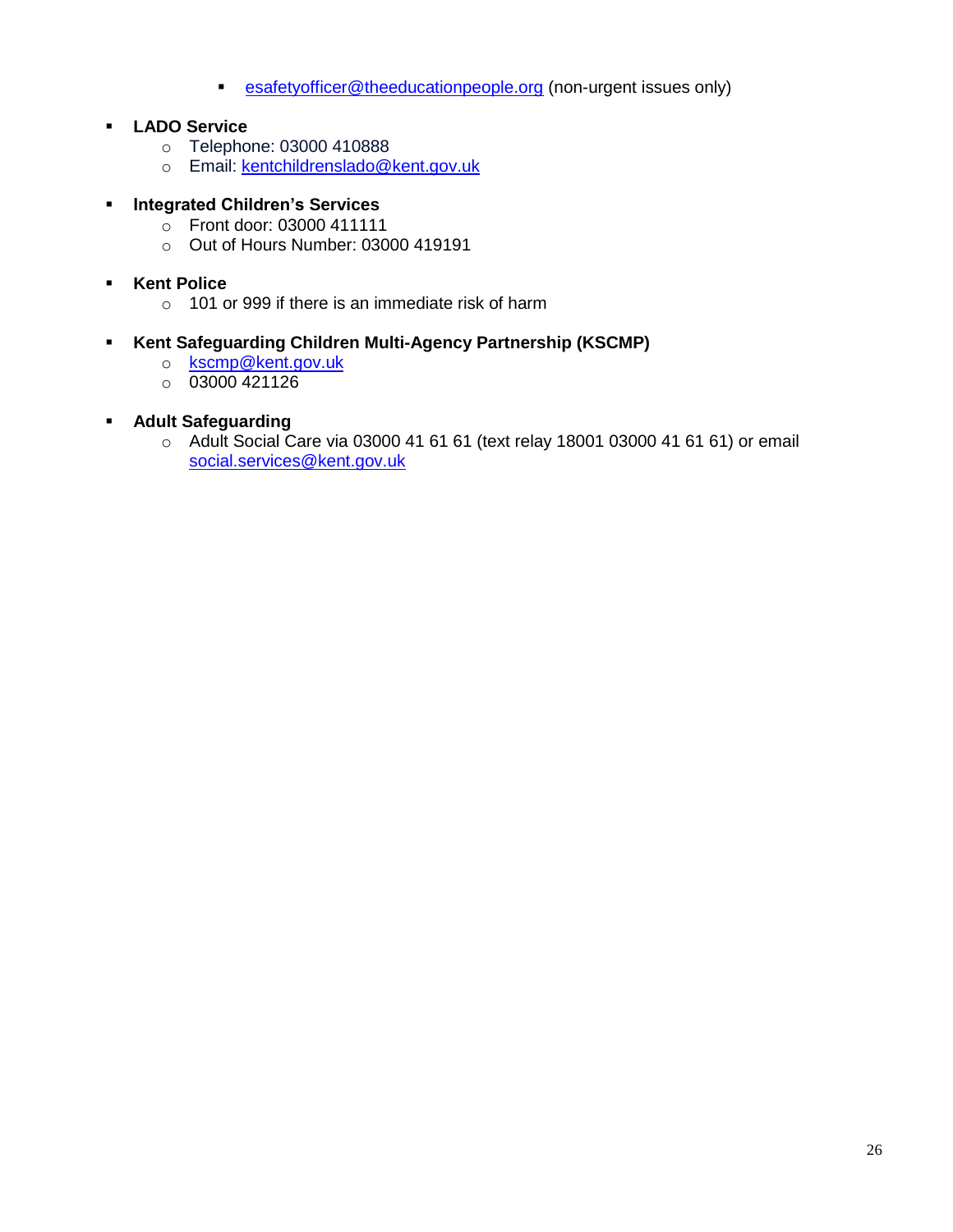- esafetyofficer@theeducationpeople.org (non-urgent issues only)

- **LADO Service**
  - Telephone: 03000 410888
  - Email: kentchildrenslado@kent.gov.uk

- **Integrated Children's Services**
  - Front door: 03000 411111
  - Out of Hours Number: 03000 419191

- **Kent Police**
  - 101 or 999 if there is an immediate risk of harm

- **Kent Safeguarding Children Multi-Agency Partnership (KSCMP)**
  - kscmp@kent.gov.uk
  - 03000 421126

- **Adult Safeguarding**
  - Adult Social Care via 03000 41 61 61 (text relay 18001 03000 41 61 61) or email social.services@kent.gov.uk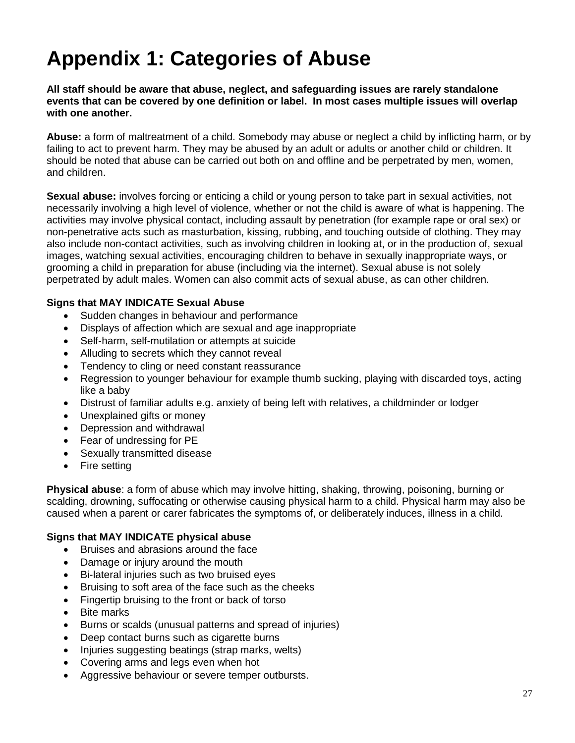# Appendix 1: Categories of Abuse

**All staff should be aware that abuse, neglect, and safeguarding issues are rarely standalone events that can be covered by one definition or label. In most cases multiple issues will overlap with one another.**

**Abuse:** a form of maltreatment of a child. Somebody may abuse or neglect a child by inflicting harm, or by failing to act to prevent harm. They may be abused by an adult or adults or another child or children. It should be noted that abuse can be carried out both on and offline and be perpetrated by men, women, and children.

**Sexual abuse:** involves forcing or enticing a child or young person to take part in sexual activities, not necessarily involving a high level of violence, whether or not the child is aware of what is happening. The activities may involve physical contact, including assault by penetration (for example rape or oral sex) or non-penetrative acts such as masturbation, kissing, rubbing, and touching outside of clothing. They may also include non-contact activities, such as involving children in looking at, or in the production of, sexual images, watching sexual activities, encouraging children to behave in sexually inappropriate ways, or grooming a child in preparation for abuse (including via the internet). Sexual abuse is not solely perpetrated by adult males. Women can also commit acts of sexual abuse, as can other children.

**Signs that MAY INDICATE Sexual Abuse**

- Sudden changes in behaviour and performance
- Displays of affection which are sexual and age inappropriate
- Self-harm, self-mutilation or attempts at suicide
- Alluding to secrets which they cannot reveal
- Tendency to cling or need constant reassurance
- Regression to younger behaviour for example thumb sucking, playing with discarded toys, acting like a baby
- Distrust of familiar adults e.g. anxiety of being left with relatives, a childminder or lodger
- Unexplained gifts or money
- Depression and withdrawal
- Fear of undressing for PE
- Sexually transmitted disease
- Fire setting

**Physical abuse**: a form of abuse which may involve hitting, shaking, throwing, poisoning, burning or scalding, drowning, suffocating or otherwise causing physical harm to a child. Physical harm may also be caused when a parent or carer fabricates the symptoms of, or deliberately induces, illness in a child.

**Signs that MAY INDICATE physical abuse**

- Bruises and abrasions around the face
- Damage or injury around the mouth
- Bi-lateral injuries such as two bruised eyes
- Bruising to soft area of the face such as the cheeks
- Fingertip bruising to the front or back of torso
- Bite marks
- Burns or scalds (unusual patterns and spread of injuries)
- Deep contact burns such as cigarette burns
- Injuries suggesting beatings (strap marks, welts)
- Covering arms and legs even when hot
- Aggressive behaviour or severe temper outbursts.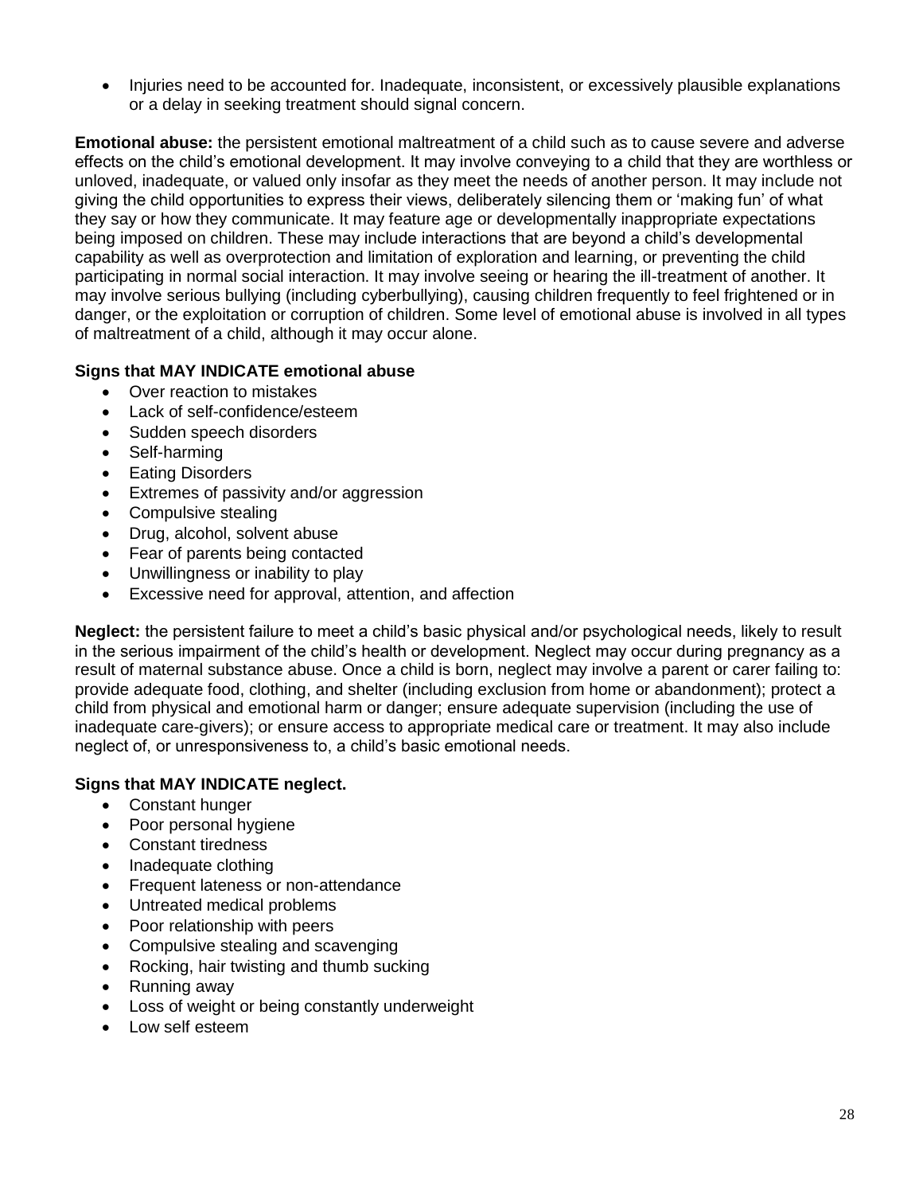- Injuries need to be accounted for. Inadequate, inconsistent, or excessively plausible explanations or a delay in seeking treatment should signal concern.

**Emotional abuse:** the persistent emotional maltreatment of a child such as to cause severe and adverse effects on the child's emotional development. It may involve conveying to a child that they are worthless or unloved, inadequate, or valued only insofar as they meet the needs of another person. It may include not giving the child opportunities to express their views, deliberately silencing them or 'making fun' of what they say or how they communicate. It may feature age or developmentally inappropriate expectations being imposed on children. These may include interactions that are beyond a child's developmental capability as well as overprotection and limitation of exploration and learning, or preventing the child participating in normal social interaction. It may involve seeing or hearing the ill-treatment of another. It may involve serious bullying (including cyberbullying), causing children frequently to feel frightened or in danger, or the exploitation or corruption of children. Some level of emotional abuse is involved in all types of maltreatment of a child, although it may occur alone.

**Signs that MAY INDICATE emotional abuse**

- Over reaction to mistakes
- Lack of self-confidence/esteem
- Sudden speech disorders
- Self-harming
- Eating Disorders
- Extremes of passivity and/or aggression
- Compulsive stealing
- Drug, alcohol, solvent abuse
- Fear of parents being contacted
- Unwillingness or inability to play
- Excessive need for approval, attention, and affection

**Neglect:** the persistent failure to meet a child's basic physical and/or psychological needs, likely to result in the serious impairment of the child's health or development. Neglect may occur during pregnancy as a result of maternal substance abuse. Once a child is born, neglect may involve a parent or carer failing to: provide adequate food, clothing, and shelter (including exclusion from home or abandonment); protect a child from physical and emotional harm or danger; ensure adequate supervision (including the use of inadequate care-givers); or ensure access to appropriate medical care or treatment. It may also include neglect of, or unresponsiveness to, a child's basic emotional needs.

**Signs that MAY INDICATE neglect.**

- Constant hunger
- Poor personal hygiene
- Constant tiredness
- Inadequate clothing
- Frequent lateness or non-attendance
- Untreated medical problems
- Poor relationship with peers
- Compulsive stealing and scavenging
- Rocking, hair twisting and thumb sucking
- Running away
- Loss of weight or being constantly underweight
- Low self esteem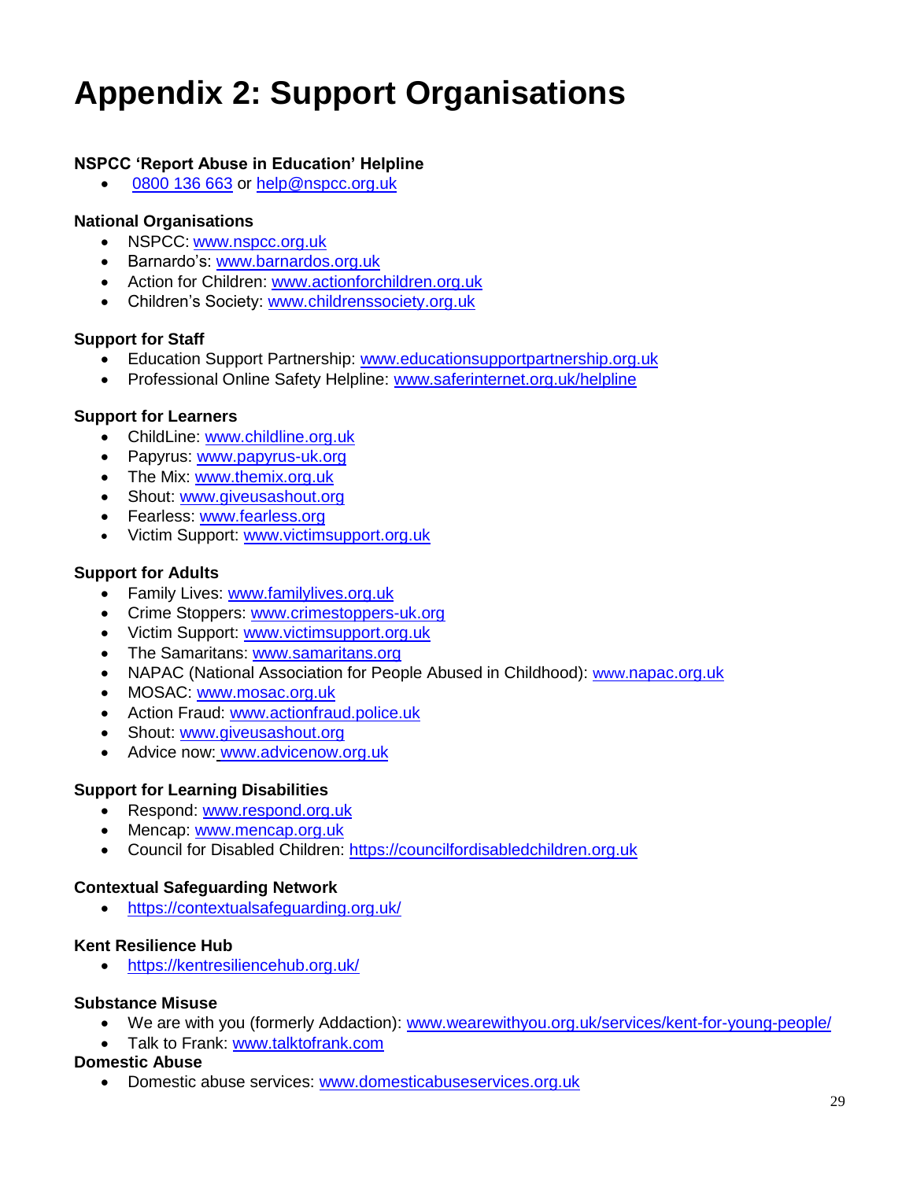# Appendix 2: Support Organisations

**NSPCC 'Report Abuse in Education' Helpline**

- 0800 136 663 or help@nspcc.org.uk

**National Organisations**

- NSPCC: www.nspcc.org.uk
- Barnardo's: www.barnardos.org.uk
- Action for Children: www.actionforchildren.org.uk
- Children's Society: www.childrenssociety.org.uk

**Support for Staff**

- Education Support Partnership: www.educationsupportpartnership.org.uk
- Professional Online Safety Helpline: www.saferinternet.org.uk/helpline

**Support for Learners**

- ChildLine: www.childline.org.uk
- Papyrus: www.papyrus-uk.org
- The Mix: www.themix.org.uk
- Shout: www.giveusashout.org
- Fearless: www.fearless.org
- Victim Support: www.victimsupport.org.uk

**Support for Adults**

- Family Lives: www.familylives.org.uk
- Crime Stoppers: www.crimestoppers-uk.org
- Victim Support: www.victimsupport.org.uk
- The Samaritans: www.samaritans.org
- NAPAC (National Association for People Abused in Childhood): www.napac.org.uk
- MOSAC: www.mosac.org.uk
- Action Fraud: www.actionfraud.police.uk
- Shout: www.giveusashout.org
- Advice now: www.advicenow.org.uk

**Support for Learning Disabilities**

- Respond: www.respond.org.uk
- Mencap: www.mencap.org.uk
- Council for Disabled Children: https://councilfordisabledchildren.org.uk

**Contextual Safeguarding Network**

- https://contextualsafeguarding.org.uk/

**Kent Resilience Hub**

- https://kentresiliencehub.org.uk/

**Substance Misuse**

- We are with you (formerly Addaction): www.wearewithyou.org.uk/services/kent-for-young-people/
- Talk to Frank: www.talktofrank.com

**Domestic Abuse**

- Domestic abuse services: www.domesticabuseservices.org.uk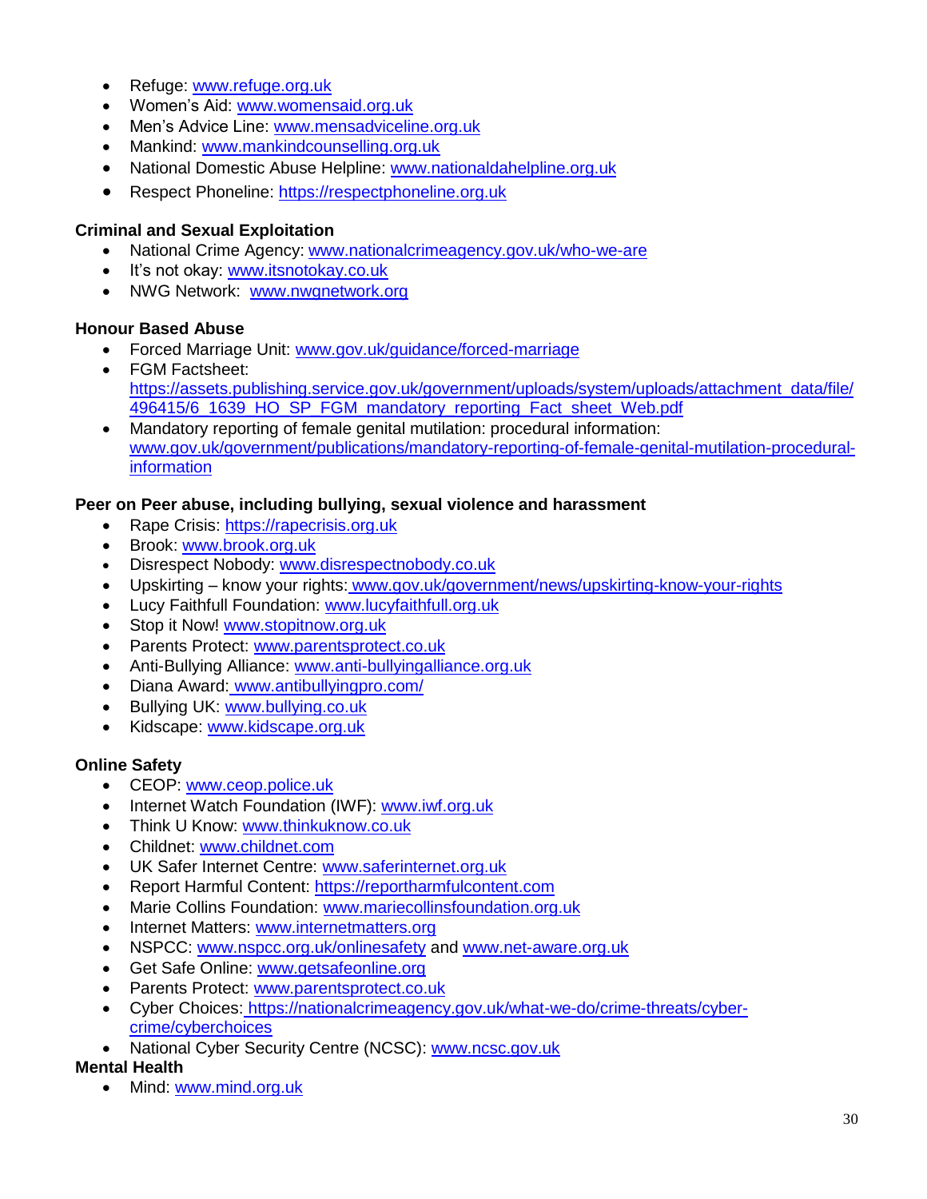- Refuge: www.refuge.org.uk
- Women's Aid: www.womensaid.org.uk
- Men's Advice Line: www.mensadviceline.org.uk
- Mankind: www.mankindcounselling.org.uk
- National Domestic Abuse Helpline: www.nationaldahelpline.org.uk
- Respect Phoneline: https://respectphoneline.org.uk

**Criminal and Sexual Exploitation**

- National Crime Agency: www.nationalcrimeagency.gov.uk/who-we-are
- It's not okay: www.itsnotokay.co.uk
- NWG Network: www.nwgnetwork.org

**Honour Based Abuse**

- Forced Marriage Unit: www.gov.uk/guidance/forced-marriage
- FGM Factsheet: https://assets.publishing.service.gov.uk/government/uploads/system/uploads/attachment_data/file/496415/6_1639_HO_SP_FGM_mandatory_reporting_Fact_sheet_Web.pdf
- Mandatory reporting of female genital mutilation: procedural information: www.gov.uk/government/publications/mandatory-reporting-of-female-genital-mutilation-procedural-information

**Peer on Peer abuse, including bullying, sexual violence and harassment**

- Rape Crisis: https://rapecrisis.org.uk
- Brook: www.brook.org.uk
- Disrespect Nobody: www.disrespectnobody.co.uk
- Upskirting – know your rights: www.gov.uk/government/news/upskirting-know-your-rights
- Lucy Faithfull Foundation: www.lucyfaithfull.org.uk
- Stop it Now! www.stopitnow.org.uk
- Parents Protect: www.parentsprotect.co.uk
- Anti-Bullying Alliance: www.anti-bullyingalliance.org.uk
- Diana Award: www.antibullyingpro.com/
- Bullying UK: www.bullying.co.uk
- Kidscape: www.kidscape.org.uk

**Online Safety**

- CEOP: www.ceop.police.uk
- Internet Watch Foundation (IWF): www.iwf.org.uk
- Think U Know: www.thinkuknow.co.uk
- Childnet: www.childnet.com
- UK Safer Internet Centre: www.saferinternet.org.uk
- Report Harmful Content: https://reportharmfulcontent.com
- Marie Collins Foundation: www.mariecollinsfoundation.org.uk
- Internet Matters: www.internetmatters.org
- NSPCC: www.nspcc.org.uk/onlinesafety and www.net-aware.org.uk
- Get Safe Online: www.getsafeonline.org
- Parents Protect: www.parentsprotect.co.uk
- Cyber Choices: https://nationalcrimeagency.gov.uk/what-we-do/crime-threats/cyber-crime/cyberchoices
- National Cyber Security Centre (NCSC): www.ncsc.gov.uk

**Mental Health**

- Mind: www.mind.org.uk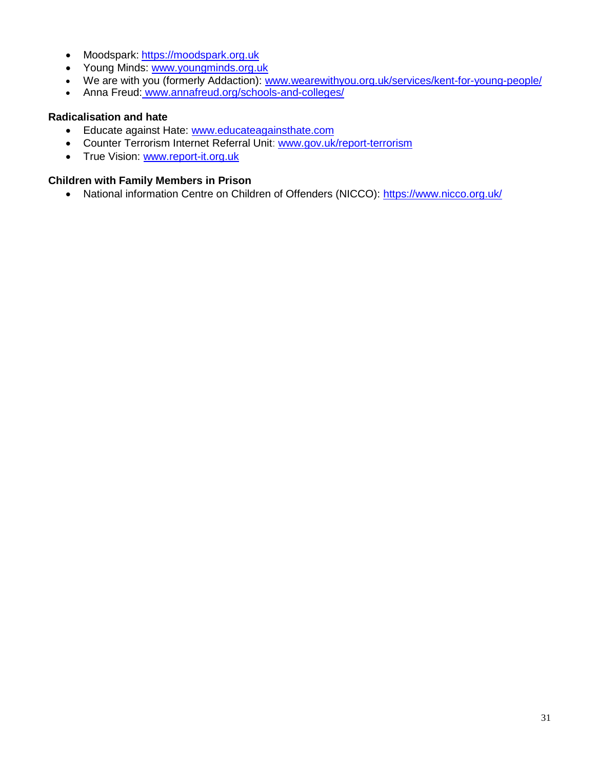- Moodspark: https://moodspark.org.uk
- Young Minds: www.youngminds.org.uk
- We are with you (formerly Addaction): www.wearewithyou.org.uk/services/kent-for-young-people/
- Anna Freud: www.annafreud.org/schools-and-colleges/

**Radicalisation and hate**

- Educate against Hate: www.educateagainsthate.com
- Counter Terrorism Internet Referral Unit: www.gov.uk/report-terrorism
- True Vision: www.report-it.org.uk

**Children with Family Members in Prison**

- National information Centre on Children of Offenders (NICCO): https://www.nicco.org.uk/